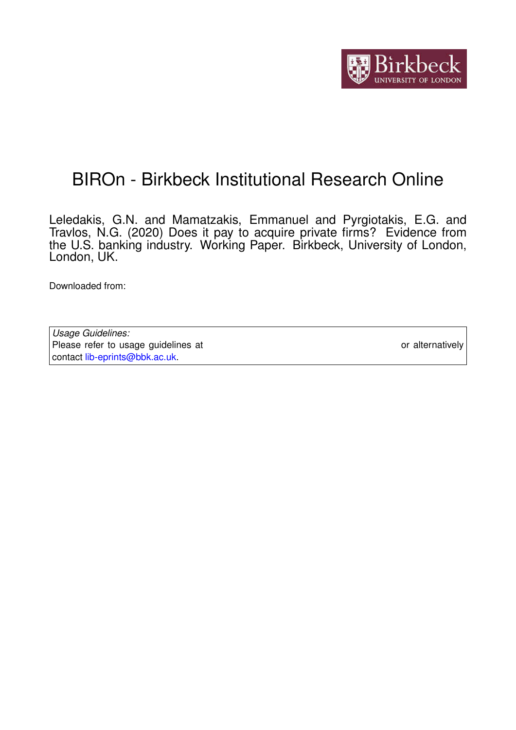# BIROn - Birkbeck Institutional Research Online

Leledakis, G.N. and Mamatzakis, Emmanuel and Pyrgiotakis, E.G. and Travlos, N.G. (2020) Does it pay to acquire private firms? Evidence from the U.S. banking industry. Working Paper. Birkbeck, University of London, London, UK.

Downloaded from:

| *Usage Guidelines:* |
| --- |
| Please refer to usage guidelines at or alternatively contact lib-eprints@bbk.ac.uk. |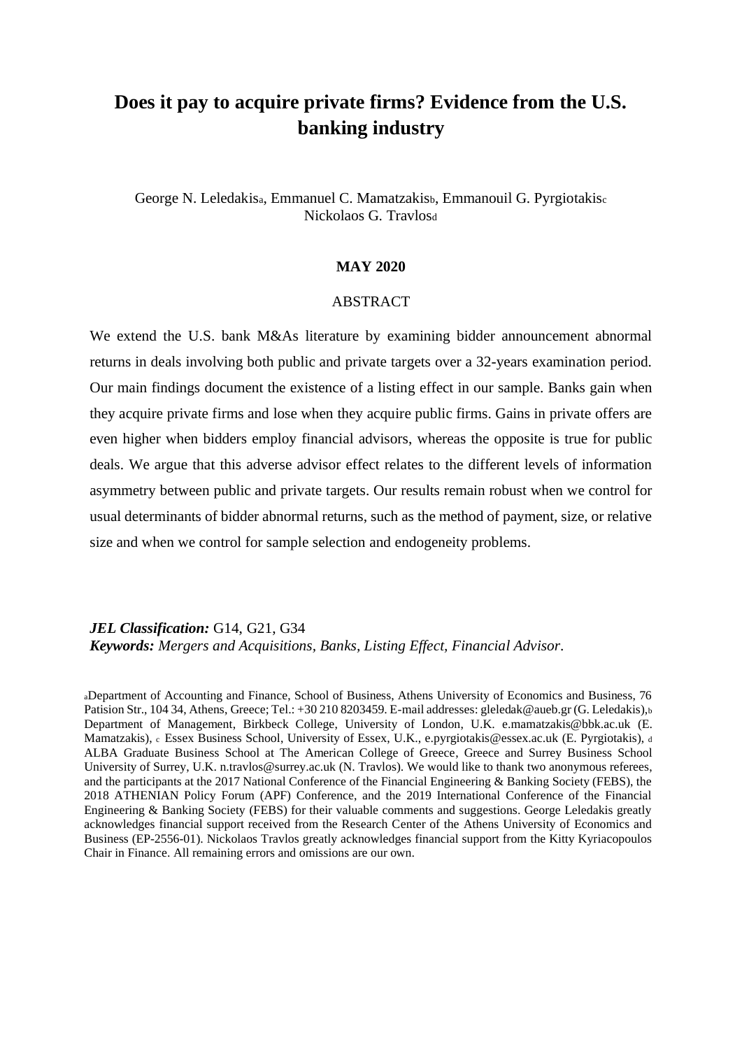# Does it pay to acquire private firms? Evidence from the U.S. banking industry

George N. Leledakis[a], Emmanuel C. Mamatzakis[b], Emmanouil G. Pyrgiotakis[c] Nickolaos G. Travlos[d]

**MAY 2020**

ABSTRACT

We extend the U.S. bank M&As literature by examining bidder announcement abnormal returns in deals involving both public and private targets over a 32-years examination period. Our main findings document the existence of a listing effect in our sample. Banks gain when they acquire private firms and lose when they acquire public firms. Gains in private offers are even higher when bidders employ financial advisors, whereas the opposite is true for public deals. We argue that this adverse advisor effect relates to the different levels of information asymmetry between public and private targets. Our results remain robust when we control for usual determinants of bidder abnormal returns, such as the method of payment, size, or relative size and when we control for sample selection and endogeneity problems.

***JEL Classification:*** G14, G21, G34
***Keywords:*** *Mergers and Acquisitions, Banks, Listing Effect, Financial Advisor.*

[a]Department of Accounting and Finance, School of Business, Athens University of Economics and Business, 76 Patision Str., 104 34, Athens, Greece; Tel.: +30 210 8203459. E-mail addresses: gleledak@aueb.gr (G. Leledakis),[b] Department of Management, Birkbeck College, University of London, U.K. e.mamatzakis@bbk.ac.uk (E. Mamatzakis), [c] Essex Business School, University of Essex, U.K., e.pyrgiotakis@essex.ac.uk (E. Pyrgiotakis), [d] ALBA Graduate Business School at The American College of Greece, Greece and Surrey Business School University of Surrey, U.K. n.travlos@surrey.ac.uk (N. Travlos). We would like to thank two anonymous referees, and the participants at the 2017 National Conference of the Financial Engineering & Banking Society (FEBS), the 2018 ATHENIAN Policy Forum (APF) Conference, and the 2019 International Conference of the Financial Engineering & Banking Society (FEBS) for their valuable comments and suggestions. George Leledakis greatly acknowledges financial support received from the Research Center of the Athens University of Economics and Business (EP-2556-01). Nickolaos Travlos greatly acknowledges financial support from the Kitty Kyriacopoulos Chair in Finance. All remaining errors and omissions are our own.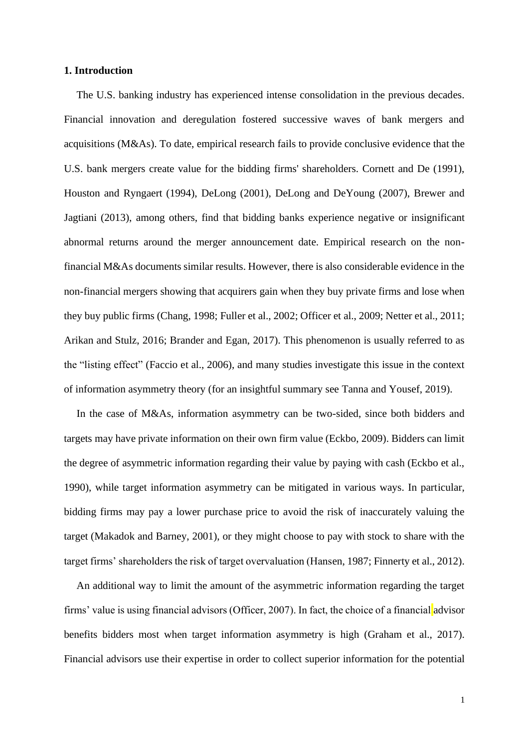## 1. Introduction

The U.S. banking industry has experienced intense consolidation in the previous decades. Financial innovation and deregulation fostered successive waves of bank mergers and acquisitions (M&As). To date, empirical research fails to provide conclusive evidence that the U.S. bank mergers create value for the bidding firms' shareholders. Cornett and De (1991), Houston and Ryngaert (1994), DeLong (2001), DeLong and DeYoung (2007), Brewer and Jagtiani (2013), among others, find that bidding banks experience negative or insignificant abnormal returns around the merger announcement date. Empirical research on the non-financial M&As documents similar results. However, there is also considerable evidence in the non-financial mergers showing that acquirers gain when they buy private firms and lose when they buy public firms (Chang, 1998; Fuller et al., 2002; Officer et al., 2009; Netter et al., 2011; Arikan and Stulz, 2016; Brander and Egan, 2017). This phenomenon is usually referred to as the “listing effect” (Faccio et al., 2006), and many studies investigate this issue in the context of information asymmetry theory (for an insightful summary see Tanna and Yousef, 2019).

In the case of M&As, information asymmetry can be two-sided, since both bidders and targets may have private information on their own firm value (Eckbo, 2009). Bidders can limit the degree of asymmetric information regarding their value by paying with cash (Eckbo et al., 1990), while target information asymmetry can be mitigated in various ways. In particular, bidding firms may pay a lower purchase price to avoid the risk of inaccurately valuing the target (Makadok and Barney, 2001), or they might choose to pay with stock to share with the target firms’ shareholders the risk of target overvaluation (Hansen, 1987; Finnerty et al., 2012).

An additional way to limit the amount of the asymmetric information regarding the target firms’ value is using financial advisors (Officer, 2007). In fact, the choice of a financial advisor benefits bidders most when target information asymmetry is high (Graham et al., 2017). Financial advisors use their expertise in order to collect superior information for the potential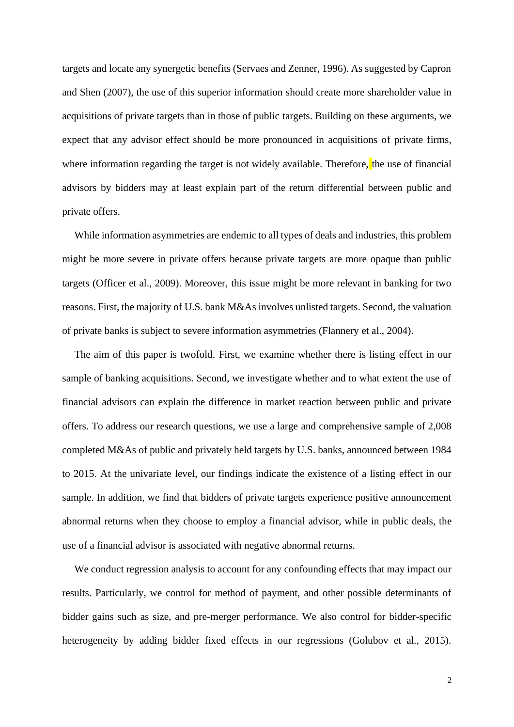targets and locate any synergetic benefits (Servaes and Zenner, 1996). As suggested by Capron and Shen (2007), the use of this superior information should create more shareholder value in acquisitions of private targets than in those of public targets. Building on these arguments, we expect that any advisor effect should be more pronounced in acquisitions of private firms, where information regarding the target is not widely available. Therefore, the use of financial advisors by bidders may at least explain part of the return differential between public and private offers.

While information asymmetries are endemic to all types of deals and industries, this problem might be more severe in private offers because private targets are more opaque than public targets (Officer et al., 2009). Moreover, this issue might be more relevant in banking for two reasons. First, the majority of U.S. bank M&As involves unlisted targets. Second, the valuation of private banks is subject to severe information asymmetries (Flannery et al., 2004).

The aim of this paper is twofold. First, we examine whether there is listing effect in our sample of banking acquisitions. Second, we investigate whether and to what extent the use of financial advisors can explain the difference in market reaction between public and private offers. To address our research questions, we use a large and comprehensive sample of 2,008 completed M&As of public and privately held targets by U.S. banks, announced between 1984 to 2015. At the univariate level, our findings indicate the existence of a listing effect in our sample. In addition, we find that bidders of private targets experience positive announcement abnormal returns when they choose to employ a financial advisor, while in public deals, the use of a financial advisor is associated with negative abnormal returns.

We conduct regression analysis to account for any confounding effects that may impact our results. Particularly, we control for method of payment, and other possible determinants of bidder gains such as size, and pre-merger performance. We also control for bidder-specific heterogeneity by adding bidder fixed effects in our regressions (Golubov et al., 2015).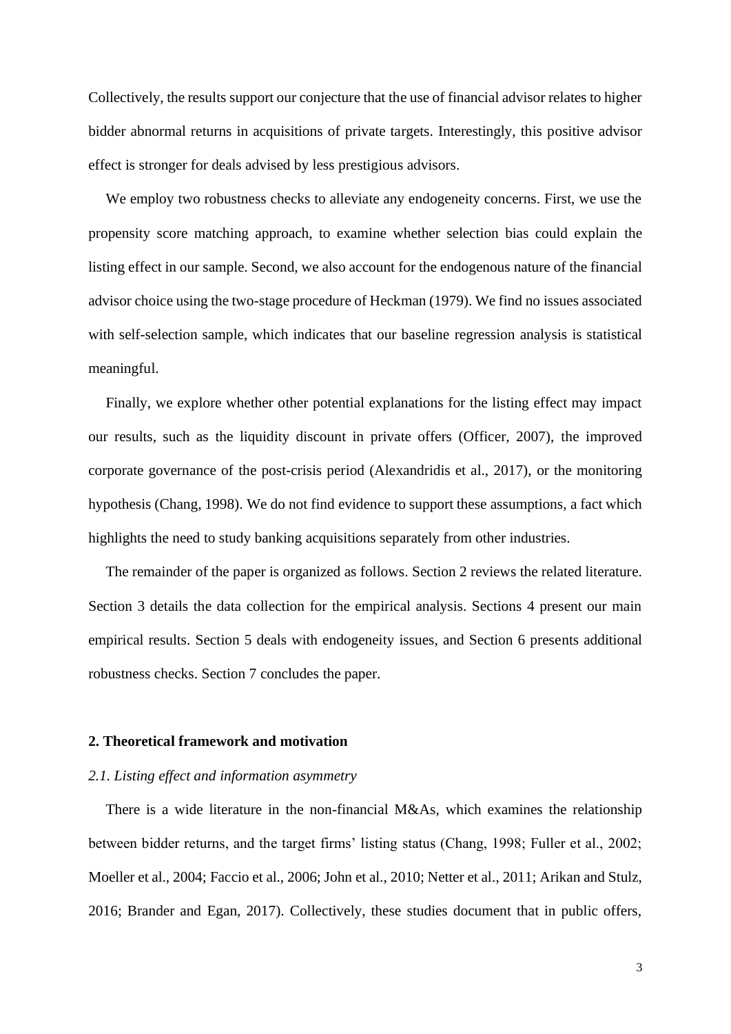Collectively, the results support our conjecture that the use of financial advisor relates to higher bidder abnormal returns in acquisitions of private targets. Interestingly, this positive advisor effect is stronger for deals advised by less prestigious advisors.

We employ two robustness checks to alleviate any endogeneity concerns. First, we use the propensity score matching approach, to examine whether selection bias could explain the listing effect in our sample. Second, we also account for the endogenous nature of the financial advisor choice using the two-stage procedure of Heckman (1979). We find no issues associated with self-selection sample, which indicates that our baseline regression analysis is statistical meaningful.

Finally, we explore whether other potential explanations for the listing effect may impact our results, such as the liquidity discount in private offers (Officer, 2007), the improved corporate governance of the post-crisis period (Alexandridis et al., 2017), or the monitoring hypothesis (Chang, 1998). We do not find evidence to support these assumptions, a fact which highlights the need to study banking acquisitions separately from other industries.

The remainder of the paper is organized as follows. Section 2 reviews the related literature. Section 3 details the data collection for the empirical analysis. Sections 4 present our main empirical results. Section 5 deals with endogeneity issues, and Section 6 presents additional robustness checks. Section 7 concludes the paper.

## 2. Theoretical framework and motivation

### *2.1. Listing effect and information asymmetry*

There is a wide literature in the non-financial M&As, which examines the relationship between bidder returns, and the target firms' listing status (Chang, 1998; Fuller et al., 2002; Moeller et al., 2004; Faccio et al., 2006; John et al., 2010; Netter et al., 2011; Arikan and Stulz, 2016; Brander and Egan, 2017). Collectively, these studies document that in public offers,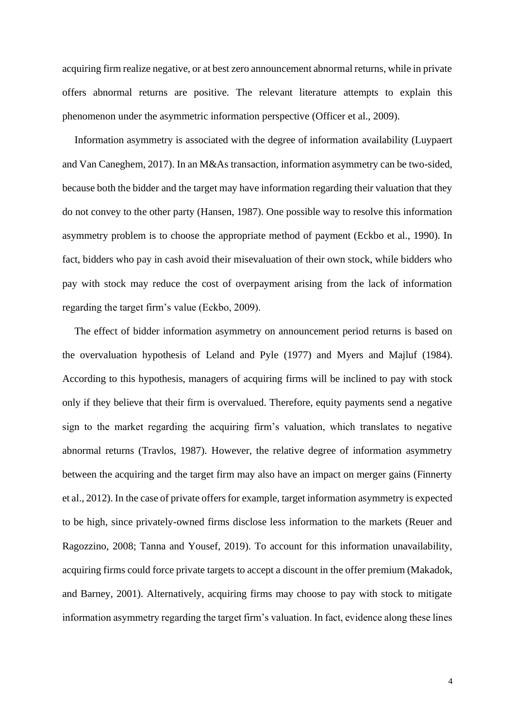acquiring firm realize negative, or at best zero announcement abnormal returns, while in private offers abnormal returns are positive. The relevant literature attempts to explain this phenomenon under the asymmetric information perspective (Officer et al., 2009).

Information asymmetry is associated with the degree of information availability (Luypaert and Van Caneghem, 2017). In an M&As transaction, information asymmetry can be two-sided, because both the bidder and the target may have information regarding their valuation that they do not convey to the other party (Hansen, 1987). One possible way to resolve this information asymmetry problem is to choose the appropriate method of payment (Eckbo et al., 1990). In fact, bidders who pay in cash avoid their misevaluation of their own stock, while bidders who pay with stock may reduce the cost of overpayment arising from the lack of information regarding the target firm's value (Eckbo, 2009).

The effect of bidder information asymmetry on announcement period returns is based on the overvaluation hypothesis of Leland and Pyle (1977) and Myers and Majluf (1984). According to this hypothesis, managers of acquiring firms will be inclined to pay with stock only if they believe that their firm is overvalued. Therefore, equity payments send a negative sign to the market regarding the acquiring firm's valuation, which translates to negative abnormal returns (Travlos, 1987). However, the relative degree of information asymmetry between the acquiring and the target firm may also have an impact on merger gains (Finnerty et al., 2012). In the case of private offers for example, target information asymmetry is expected to be high, since privately-owned firms disclose less information to the markets (Reuer and Ragozzino, 2008; Tanna and Yousef, 2019). To account for this information unavailability, acquiring firms could force private targets to accept a discount in the offer premium (Makadok, and Barney, 2001). Alternatively, acquiring firms may choose to pay with stock to mitigate information asymmetry regarding the target firm's valuation. In fact, evidence along these lines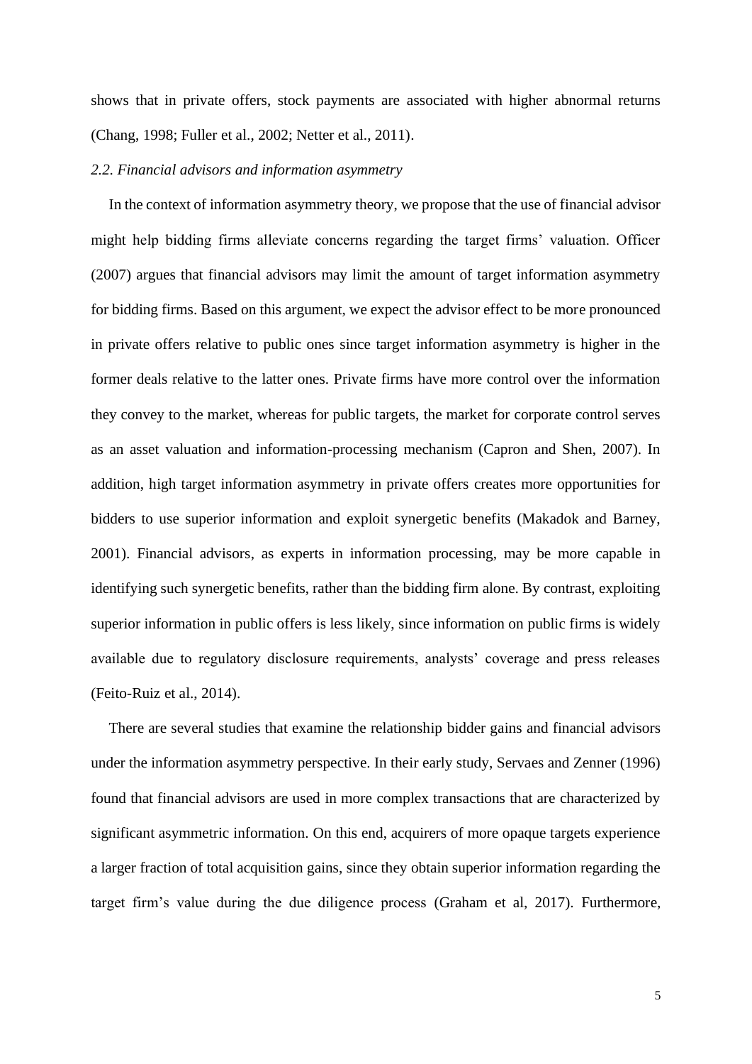shows that in private offers, stock payments are associated with higher abnormal returns (Chang, 1998; Fuller et al., 2002; Netter et al., 2011).

### *2.2. Financial advisors and information asymmetry*

In the context of information asymmetry theory, we propose that the use of financial advisor might help bidding firms alleviate concerns regarding the target firms' valuation. Officer (2007) argues that financial advisors may limit the amount of target information asymmetry for bidding firms. Based on this argument, we expect the advisor effect to be more pronounced in private offers relative to public ones since target information asymmetry is higher in the former deals relative to the latter ones. Private firms have more control over the information they convey to the market, whereas for public targets, the market for corporate control serves as an asset valuation and information-processing mechanism (Capron and Shen, 2007). In addition, high target information asymmetry in private offers creates more opportunities for bidders to use superior information and exploit synergetic benefits (Makadok and Barney, 2001). Financial advisors, as experts in information processing, may be more capable in identifying such synergetic benefits, rather than the bidding firm alone. By contrast, exploiting superior information in public offers is less likely, since information on public firms is widely available due to regulatory disclosure requirements, analysts' coverage and press releases (Feito-Ruiz et al., 2014).

There are several studies that examine the relationship bidder gains and financial advisors under the information asymmetry perspective. In their early study, Servaes and Zenner (1996) found that financial advisors are used in more complex transactions that are characterized by significant asymmetric information. On this end, acquirers of more opaque targets experience a larger fraction of total acquisition gains, since they obtain superior information regarding the target firm's value during the due diligence process (Graham et al, 2017). Furthermore,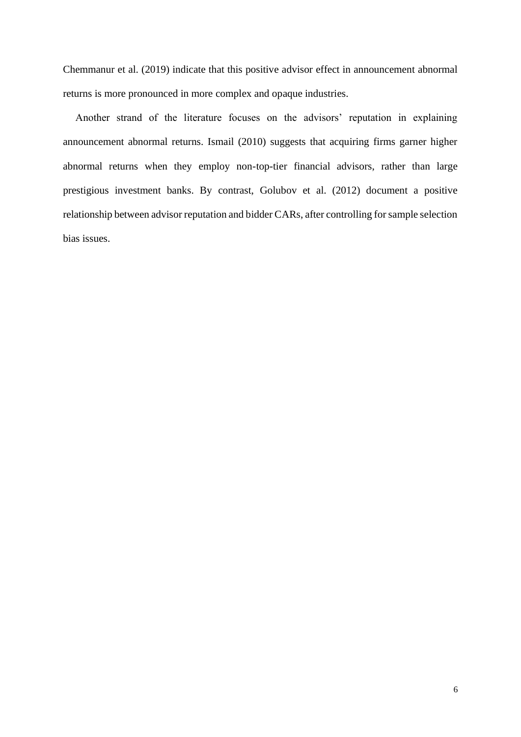Chemmanur et al. (2019) indicate that this positive advisor effect in announcement abnormal returns is more pronounced in more complex and opaque industries.

Another strand of the literature focuses on the advisors' reputation in explaining announcement abnormal returns. Ismail (2010) suggests that acquiring firms garner higher abnormal returns when they employ non-top-tier financial advisors, rather than large prestigious investment banks. By contrast, Golubov et al. (2012) document a positive relationship between advisor reputation and bidder CARs, after controlling for sample selection bias issues.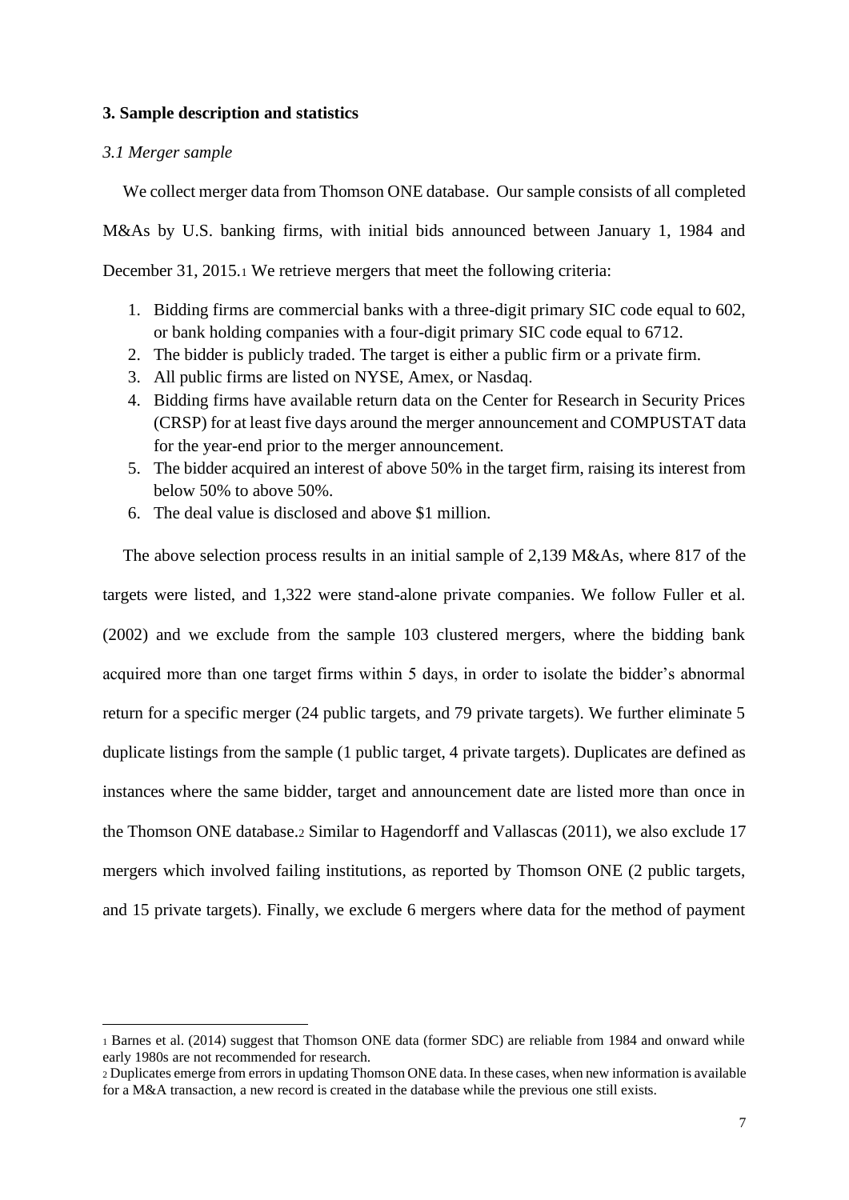## 3. Sample description and statistics

### *3.1 Merger sample*

We collect merger data from Thomson ONE database. Our sample consists of all completed M&As by U.S. banking firms, with initial bids announced between January 1, 1984 and December 31, 2015.[1] We retrieve mergers that meet the following criteria:

1. Bidding firms are commercial banks with a three-digit primary SIC code equal to 602, or bank holding companies with a four-digit primary SIC code equal to 6712.
2. The bidder is publicly traded. The target is either a public firm or a private firm.
3. All public firms are listed on NYSE, Amex, or Nasdaq.
4. Bidding firms have available return data on the Center for Research in Security Prices (CRSP) for at least five days around the merger announcement and COMPUSTAT data for the year-end prior to the merger announcement.
5. The bidder acquired an interest of above 50% in the target firm, raising its interest from below 50% to above 50%.
6. The deal value is disclosed and above $1 million.

The above selection process results in an initial sample of 2,139 M&As, where 817 of the targets were listed, and 1,322 were stand-alone private companies. We follow Fuller et al. (2002) and we exclude from the sample 103 clustered mergers, where the bidding bank acquired more than one target firms within 5 days, in order to isolate the bidder's abnormal return for a specific merger (24 public targets, and 79 private targets). We further eliminate 5 duplicate listings from the sample (1 public target, 4 private targets). Duplicates are defined as instances where the same bidder, target and announcement date are listed more than once in the Thomson ONE database.[2] Similar to Hagendorff and Vallascas (2011), we also exclude 17 mergers which involved failing institutions, as reported by Thomson ONE (2 public targets, and 15 private targets). Finally, we exclude 6 mergers where data for the method of payment

---

[1] Barnes et al. (2014) suggest that Thomson ONE data (former SDC) are reliable from 1984 and onward while early 1980s are not recommended for research.

[2] Duplicates emerge from errors in updating Thomson ONE data. In these cases, when new information is available for a M&A transaction, a new record is created in the database while the previous one still exists.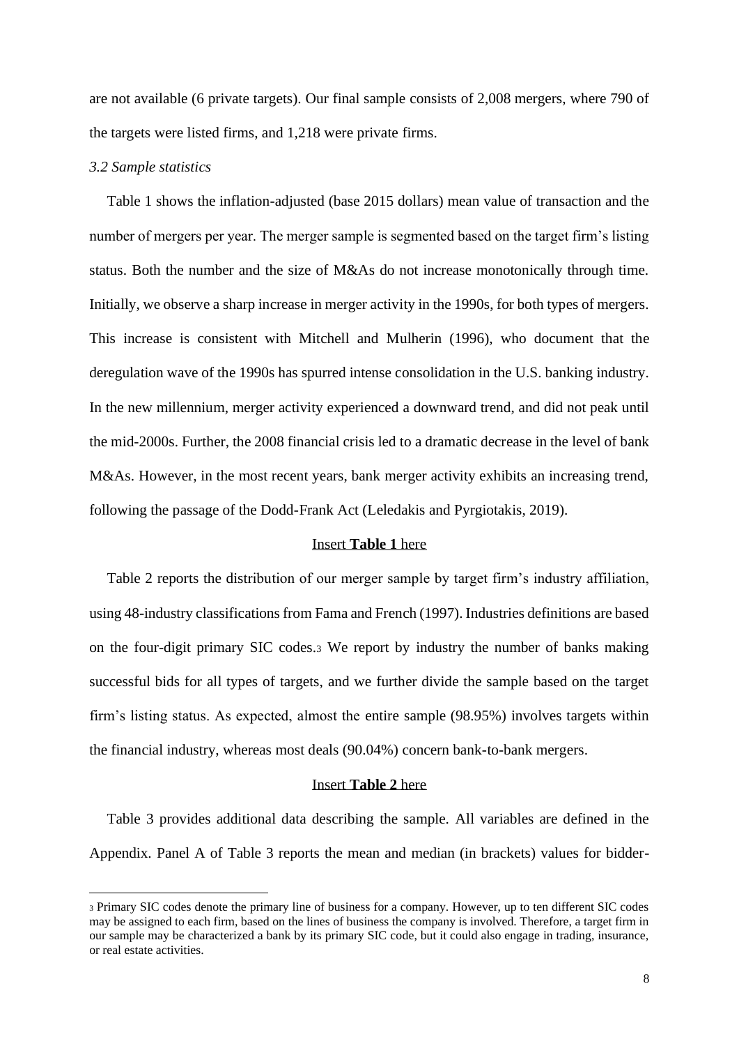are not available (6 private targets). Our final sample consists of 2,008 mergers, where 790 of the targets were listed firms, and 1,218 were private firms.

*3.2 Sample statistics*

Table 1 shows the inflation-adjusted (base 2015 dollars) mean value of transaction and the number of mergers per year. The merger sample is segmented based on the target firm's listing status. Both the number and the size of M&As do not increase monotonically through time. Initially, we observe a sharp increase in merger activity in the 1990s, for both types of mergers. This increase is consistent with Mitchell and Mulherin (1996), who document that the deregulation wave of the 1990s has spurred intense consolidation in the U.S. banking industry. In the new millennium, merger activity experienced a downward trend, and did not peak until the mid-2000s. Further, the 2008 financial crisis led to a dramatic decrease in the level of bank M&As. However, in the most recent years, bank merger activity exhibits an increasing trend, following the passage of the Dodd-Frank Act (Leledakis and Pyrgiotakis, 2019).

Insert **Table 1** here

Table 2 reports the distribution of our merger sample by target firm's industry affiliation, using 48-industry classifications from Fama and French (1997). Industries definitions are based on the four-digit primary SIC codes.[3] We report by industry the number of banks making successful bids for all types of targets, and we further divide the sample based on the target firm's listing status. As expected, almost the entire sample (98.95%) involves targets within the financial industry, whereas most deals (90.04%) concern bank-to-bank mergers.

Insert **Table 2** here

Table 3 provides additional data describing the sample. All variables are defined in the Appendix. Panel A of Table 3 reports the mean and median (in brackets) values for bidder-

[3] Primary SIC codes denote the primary line of business for a company. However, up to ten different SIC codes may be assigned to each firm, based on the lines of business the company is involved. Therefore, a target firm in our sample may be characterized a bank by its primary SIC code, but it could also engage in trading, insurance, or real estate activities.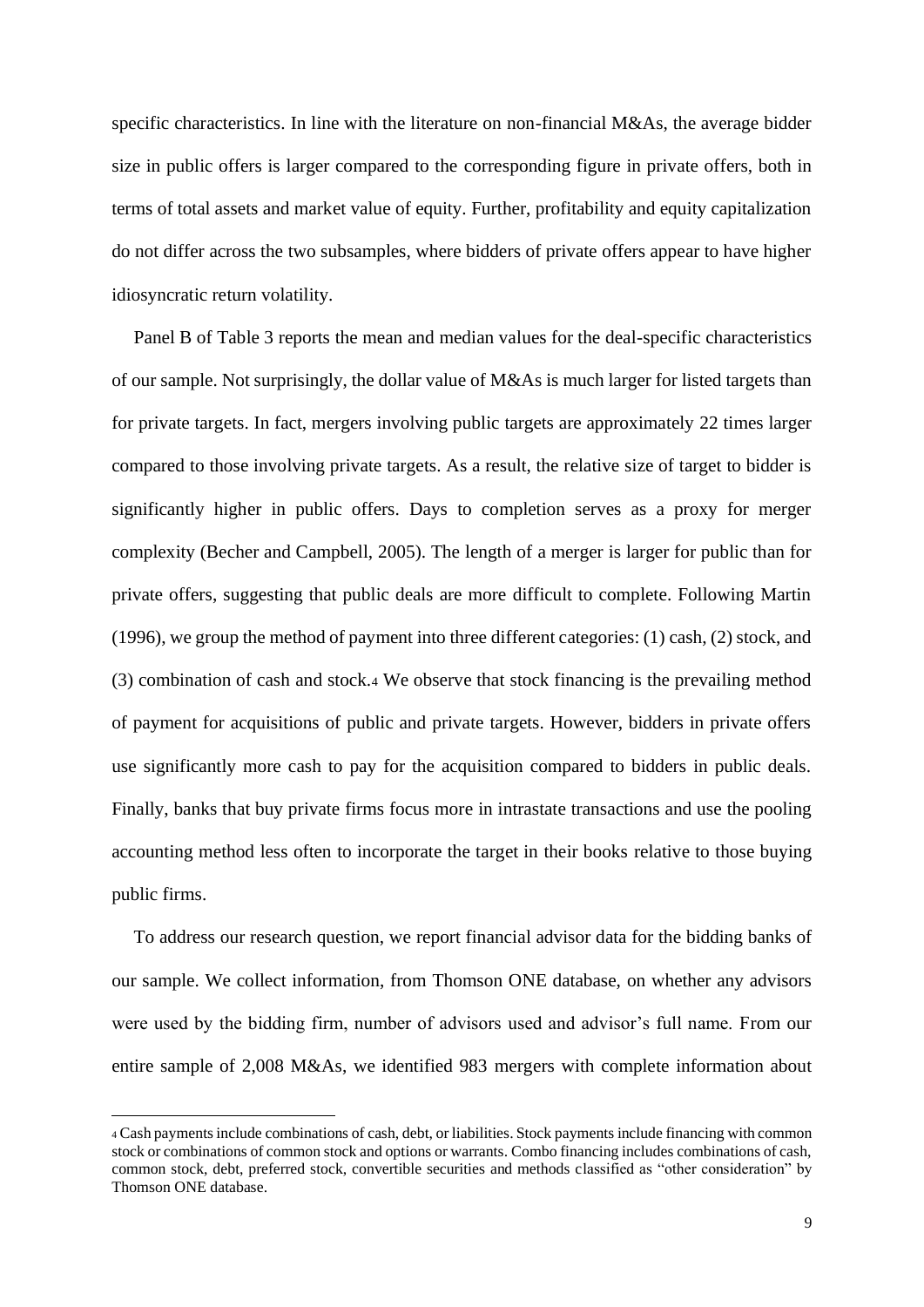specific characteristics. In line with the literature on non-financial M&As, the average bidder size in public offers is larger compared to the corresponding figure in private offers, both in terms of total assets and market value of equity. Further, profitability and equity capitalization do not differ across the two subsamples, where bidders of private offers appear to have higher idiosyncratic return volatility.

Panel B of Table 3 reports the mean and median values for the deal-specific characteristics of our sample. Not surprisingly, the dollar value of M&As is much larger for listed targets than for private targets. In fact, mergers involving public targets are approximately 22 times larger compared to those involving private targets. As a result, the relative size of target to bidder is significantly higher in public offers. Days to completion serves as a proxy for merger complexity (Becher and Campbell, 2005). The length of a merger is larger for public than for private offers, suggesting that public deals are more difficult to complete. Following Martin (1996), we group the method of payment into three different categories: (1) cash, (2) stock, and (3) combination of cash and stock.[4] We observe that stock financing is the prevailing method of payment for acquisitions of public and private targets. However, bidders in private offers use significantly more cash to pay for the acquisition compared to bidders in public deals. Finally, banks that buy private firms focus more in intrastate transactions and use the pooling accounting method less often to incorporate the target in their books relative to those buying public firms.

To address our research question, we report financial advisor data for the bidding banks of our sample. We collect information, from Thomson ONE database, on whether any advisors were used by the bidding firm, number of advisors used and advisor's full name. From our entire sample of 2,008 M&As, we identified 983 mergers with complete information about

[4] Cash payments include combinations of cash, debt, or liabilities. Stock payments include financing with common stock or combinations of common stock and options or warrants. Combo financing includes combinations of cash, common stock, debt, preferred stock, convertible securities and methods classified as "other consideration" by Thomson ONE database.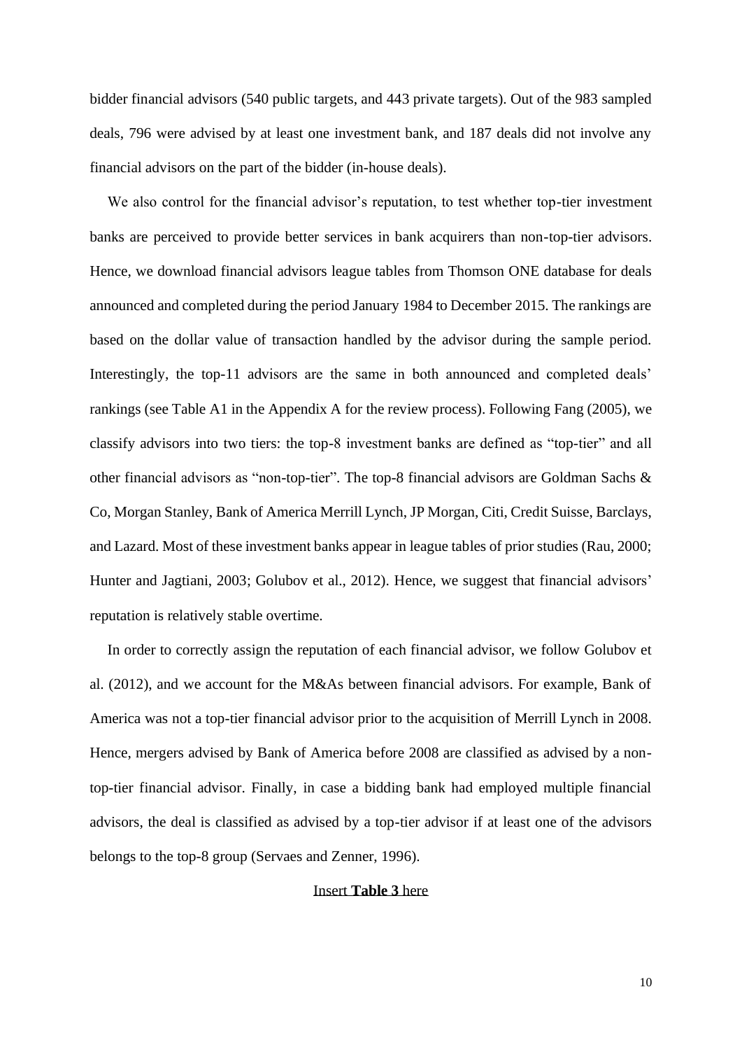bidder financial advisors (540 public targets, and 443 private targets). Out of the 983 sampled deals, 796 were advised by at least one investment bank, and 187 deals did not involve any financial advisors on the part of the bidder (in-house deals).

We also control for the financial advisor's reputation, to test whether top-tier investment banks are perceived to provide better services in bank acquirers than non-top-tier advisors. Hence, we download financial advisors league tables from Thomson ONE database for deals announced and completed during the period January 1984 to December 2015. The rankings are based on the dollar value of transaction handled by the advisor during the sample period. Interestingly, the top-11 advisors are the same in both announced and completed deals' rankings (see Table A1 in the Appendix A for the review process). Following Fang (2005), we classify advisors into two tiers: the top-8 investment banks are defined as "top-tier" and all other financial advisors as "non-top-tier". The top-8 financial advisors are Goldman Sachs & Co, Morgan Stanley, Bank of America Merrill Lynch, JP Morgan, Citi, Credit Suisse, Barclays, and Lazard. Most of these investment banks appear in league tables of prior studies (Rau, 2000; Hunter and Jagtiani, 2003; Golubov et al., 2012). Hence, we suggest that financial advisors' reputation is relatively stable overtime.

In order to correctly assign the reputation of each financial advisor, we follow Golubov et al. (2012), and we account for the M&As between financial advisors. For example, Bank of America was not a top-tier financial advisor prior to the acquisition of Merrill Lynch in 2008. Hence, mergers advised by Bank of America before 2008 are classified as advised by a non-top-tier financial advisor. Finally, in case a bidding bank had employed multiple financial advisors, the deal is classified as advised by a top-tier advisor if at least one of the advisors belongs to the top-8 group (Servaes and Zenner, 1996).

Insert **Table 3** here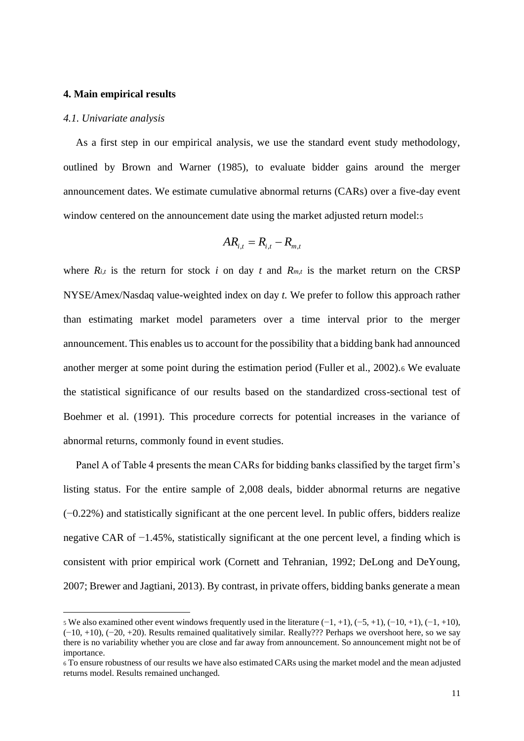## 4. Main empirical results

### *4.1. Univariate analysis*

As a first step in our empirical analysis, we use the standard event study methodology, outlined by Brown and Warner (1985), to evaluate bidder gains around the merger announcement dates. We estimate cumulative abnormal returns (CARs) over a five-day event window centered on the announcement date using the market adjusted return model:[5]

$$AR_{i,t} = R_{i,t} - R_{m,t}$$

where $R_{i,t}$ is the return for stock $i$ on day $t$ and $R_{m,t}$ is the market return on the CRSP NYSE/Amex/Nasdaq value-weighted index on day $t$. We prefer to follow this approach rather than estimating market model parameters over a time interval prior to the merger announcement. This enables us to account for the possibility that a bidding bank had announced another merger at some point during the estimation period (Fuller et al., 2002).[6] We evaluate the statistical significance of our results based on the standardized cross-sectional test of Boehmer et al. (1991). This procedure corrects for potential increases in the variance of abnormal returns, commonly found in event studies.

Panel A of Table 4 presents the mean CARs for bidding banks classified by the target firm's listing status. For the entire sample of 2,008 deals, bidder abnormal returns are negative (−0.22%) and statistically significant at the one percent level. In public offers, bidders realize negative CAR of −1.45%, statistically significant at the one percent level, a finding which is consistent with prior empirical work (Cornett and Tehranian, 1992; DeLong and DeYoung, 2007; Brewer and Jagtiani, 2013). By contrast, in private offers, bidding banks generate a mean

---

[5] We also examined other event windows frequently used in the literature (−1, +1), (−5, +1), (−10, +1), (−1, +10), (−10, +10), (−20, +20). Results remained qualitatively similar. Really??? Perhaps we overshoot here, so we say there is no variability whether you are close and far away from announcement. So announcement might not be of importance.

[6] To ensure robustness of our results we have also estimated CARs using the market model and the mean adjusted returns model. Results remained unchanged.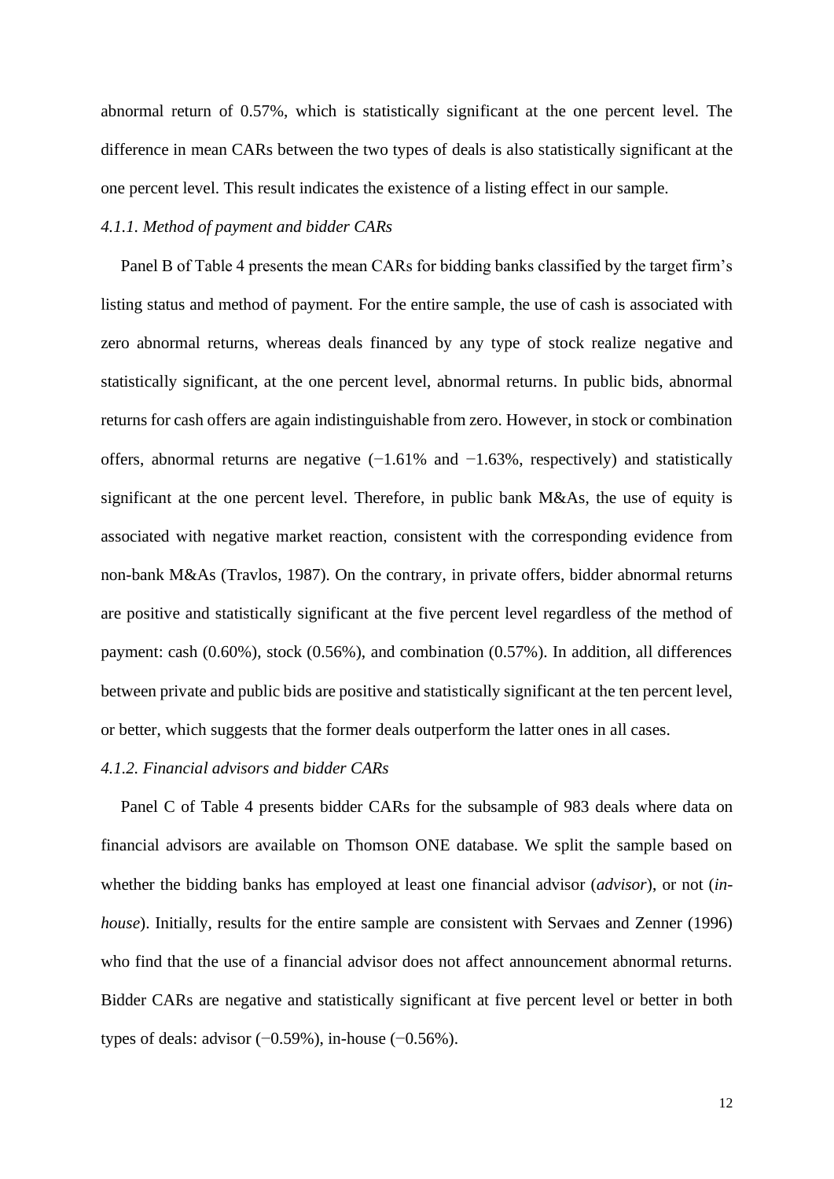abnormal return of 0.57%, which is statistically significant at the one percent level. The difference in mean CARs between the two types of deals is also statistically significant at the one percent level. This result indicates the existence of a listing effect in our sample.

*4.1.1. Method of payment and bidder CARs*

Panel B of Table 4 presents the mean CARs for bidding banks classified by the target firm's listing status and method of payment. For the entire sample, the use of cash is associated with zero abnormal returns, whereas deals financed by any type of stock realize negative and statistically significant, at the one percent level, abnormal returns. In public bids, abnormal returns for cash offers are again indistinguishable from zero. However, in stock or combination offers, abnormal returns are negative (−1.61% and −1.63%, respectively) and statistically significant at the one percent level. Therefore, in public bank M&As, the use of equity is associated with negative market reaction, consistent with the corresponding evidence from non-bank M&As (Travlos, 1987). On the contrary, in private offers, bidder abnormal returns are positive and statistically significant at the five percent level regardless of the method of payment: cash (0.60%), stock (0.56%), and combination (0.57%). In addition, all differences between private and public bids are positive and statistically significant at the ten percent level, or better, which suggests that the former deals outperform the latter ones in all cases.

*4.1.2. Financial advisors and bidder CARs*

Panel C of Table 4 presents bidder CARs for the subsample of 983 deals where data on financial advisors are available on Thomson ONE database. We split the sample based on whether the bidding banks has employed at least one financial advisor (*advisor*), or not (*in-house*). Initially, results for the entire sample are consistent with Servaes and Zenner (1996) who find that the use of a financial advisor does not affect announcement abnormal returns. Bidder CARs are negative and statistically significant at five percent level or better in both types of deals: advisor (−0.59%), in-house (−0.56%).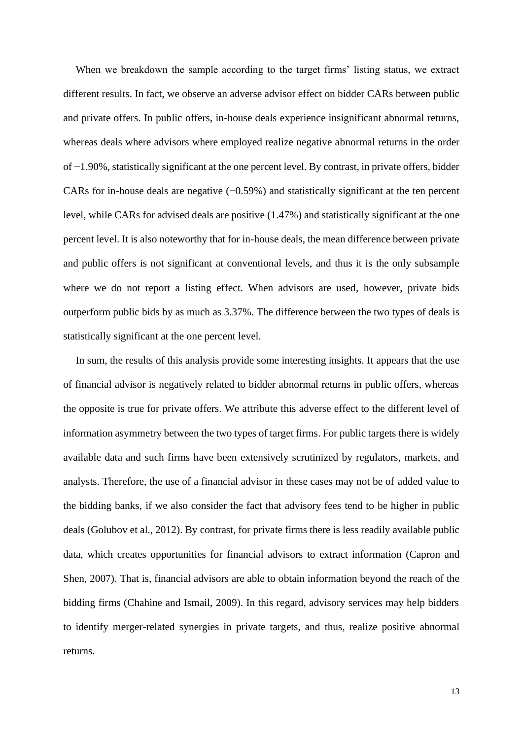When we breakdown the sample according to the target firms' listing status, we extract different results. In fact, we observe an adverse advisor effect on bidder CARs between public and private offers. In public offers, in-house deals experience insignificant abnormal returns, whereas deals where advisors where employed realize negative abnormal returns in the order of −1.90%, statistically significant at the one percent level. By contrast, in private offers, bidder CARs for in-house deals are negative (−0.59%) and statistically significant at the ten percent level, while CARs for advised deals are positive (1.47%) and statistically significant at the one percent level. It is also noteworthy that for in-house deals, the mean difference between private and public offers is not significant at conventional levels, and thus it is the only subsample where we do not report a listing effect. When advisors are used, however, private bids outperform public bids by as much as 3.37%. The difference between the two types of deals is statistically significant at the one percent level.

In sum, the results of this analysis provide some interesting insights. It appears that the use of financial advisor is negatively related to bidder abnormal returns in public offers, whereas the opposite is true for private offers. We attribute this adverse effect to the different level of information asymmetry between the two types of target firms. For public targets there is widely available data and such firms have been extensively scrutinized by regulators, markets, and analysts. Therefore, the use of a financial advisor in these cases may not be of added value to the bidding banks, if we also consider the fact that advisory fees tend to be higher in public deals (Golubov et al., 2012). By contrast, for private firms there is less readily available public data, which creates opportunities for financial advisors to extract information (Capron and Shen, 2007). That is, financial advisors are able to obtain information beyond the reach of the bidding firms (Chahine and Ismail, 2009). In this regard, advisory services may help bidders to identify merger-related synergies in private targets, and thus, realize positive abnormal returns.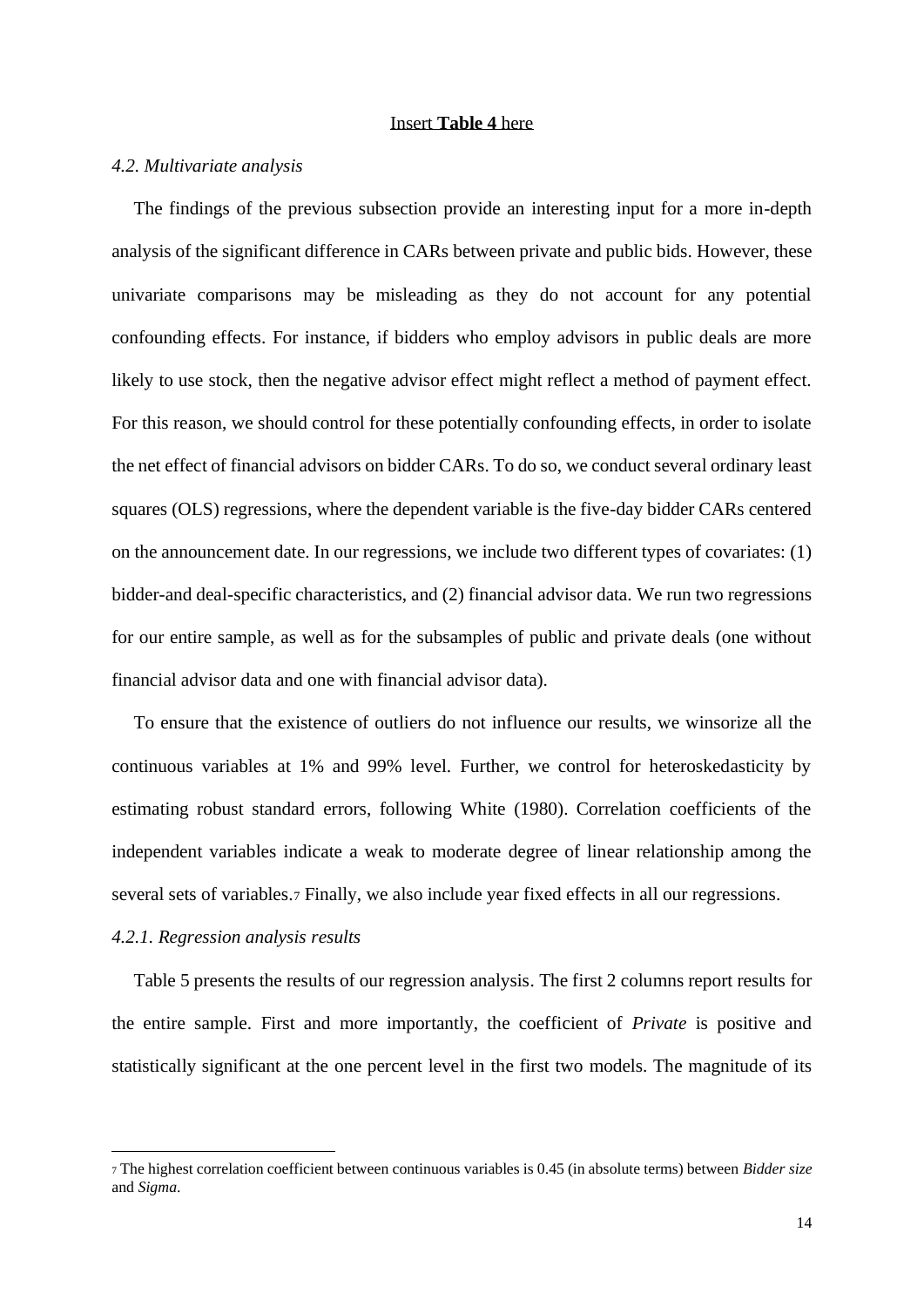Insert **Table 4** here

### *4.2. Multivariate analysis*

The findings of the previous subsection provide an interesting input for a more in-depth analysis of the significant difference in CARs between private and public bids. However, these univariate comparisons may be misleading as they do not account for any potential confounding effects. For instance, if bidders who employ advisors in public deals are more likely to use stock, then the negative advisor effect might reflect a method of payment effect. For this reason, we should control for these potentially confounding effects, in order to isolate the net effect of financial advisors on bidder CARs. To do so, we conduct several ordinary least squares (OLS) regressions, where the dependent variable is the five-day bidder CARs centered on the announcement date. In our regressions, we include two different types of covariates: (1) bidder-and deal-specific characteristics, and (2) financial advisor data. We run two regressions for our entire sample, as well as for the subsamples of public and private deals (one without financial advisor data and one with financial advisor data).

To ensure that the existence of outliers do not influence our results, we winsorize all the continuous variables at 1% and 99% level. Further, we control for heteroskedasticity by estimating robust standard errors, following White (1980). Correlation coefficients of the independent variables indicate a weak to moderate degree of linear relationship among the several sets of variables.[7] Finally, we also include year fixed effects in all our regressions.

#### *4.2.1. Regression analysis results*

Table 5 presents the results of our regression analysis. The first 2 columns report results for the entire sample. First and more importantly, the coefficient of *Private* is positive and statistically significant at the one percent level in the first two models. The magnitude of its

[7] The highest correlation coefficient between continuous variables is 0.45 (in absolute terms) between *Bidder size* and *Sigma*.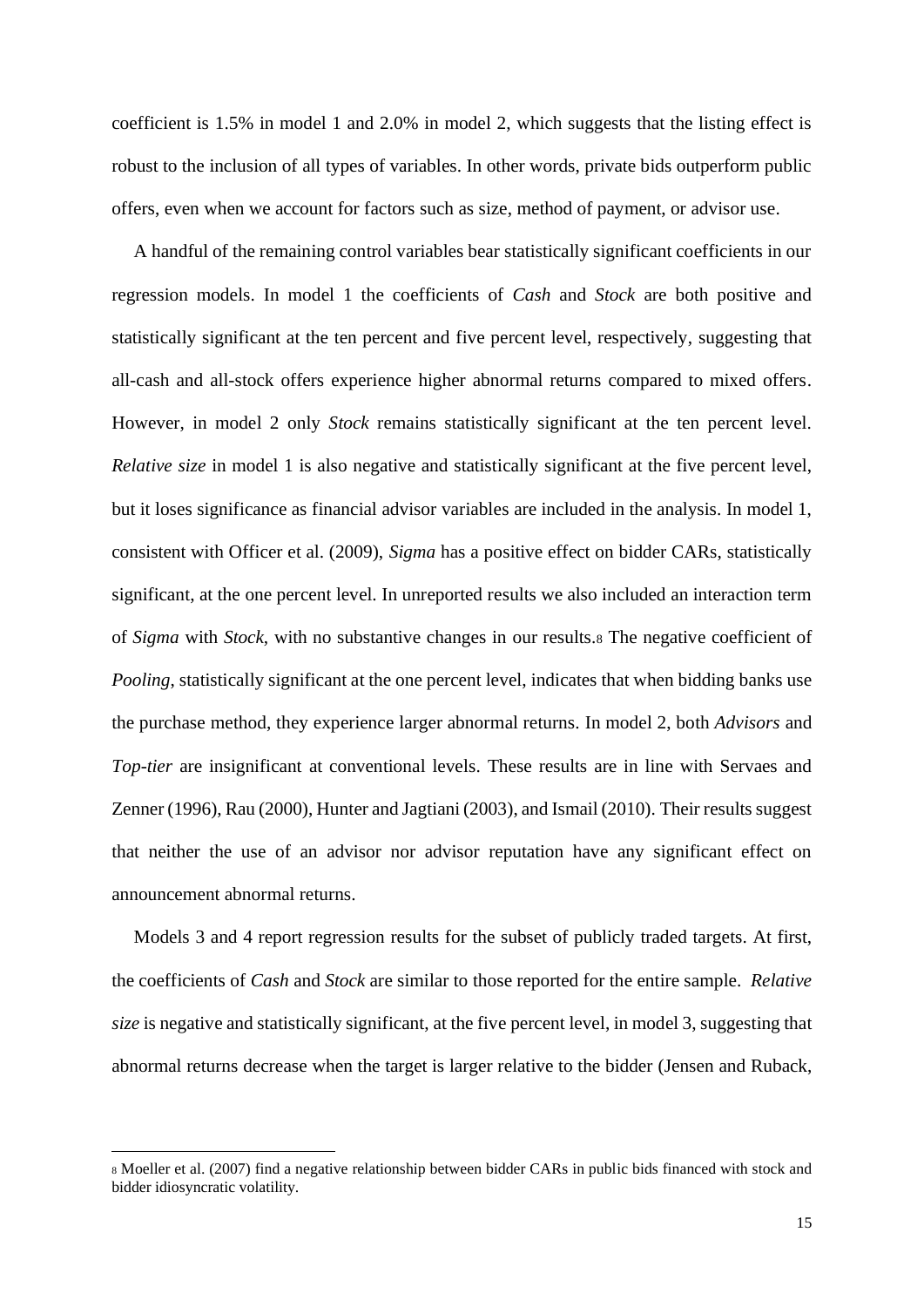coefficient is 1.5% in model 1 and 2.0% in model 2, which suggests that the listing effect is robust to the inclusion of all types of variables. In other words, private bids outperform public offers, even when we account for factors such as size, method of payment, or advisor use.

A handful of the remaining control variables bear statistically significant coefficients in our regression models. In model 1 the coefficients of *Cash* and *Stock* are both positive and statistically significant at the ten percent and five percent level, respectively, suggesting that all-cash and all-stock offers experience higher abnormal returns compared to mixed offers. However, in model 2 only *Stock* remains statistically significant at the ten percent level. *Relative size* in model 1 is also negative and statistically significant at the five percent level, but it loses significance as financial advisor variables are included in the analysis. In model 1, consistent with Officer et al. (2009), *Sigma* has a positive effect on bidder CARs, statistically significant, at the one percent level. In unreported results we also included an interaction term of *Sigma* with *Stock*, with no substantive changes in our results.[8] The negative coefficient of *Pooling*, statistically significant at the one percent level, indicates that when bidding banks use the purchase method, they experience larger abnormal returns. In model 2, both *Advisors* and *Top-tier* are insignificant at conventional levels. These results are in line with Servaes and Zenner (1996), Rau (2000), Hunter and Jagtiani (2003), and Ismail (2010). Their results suggest that neither the use of an advisor nor advisor reputation have any significant effect on announcement abnormal returns.

Models 3 and 4 report regression results for the subset of publicly traded targets. At first, the coefficients of *Cash* and *Stock* are similar to those reported for the entire sample. *Relative size* is negative and statistically significant, at the five percent level, in model 3, suggesting that abnormal returns decrease when the target is larger relative to the bidder (Jensen and Ruback,

[8] Moeller et al. (2007) find a negative relationship between bidder CARs in public bids financed with stock and bidder idiosyncratic volatility.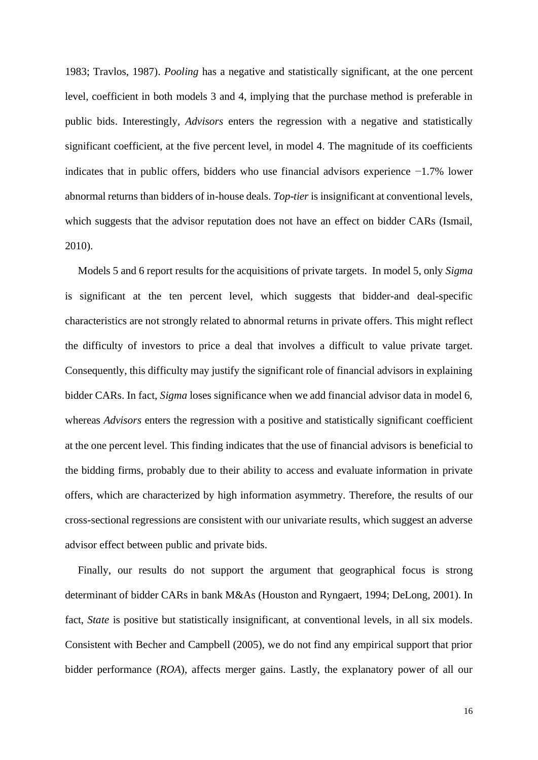1983; Travlos, 1987). *Pooling* has a negative and statistically significant, at the one percent level, coefficient in both models 3 and 4, implying that the purchase method is preferable in public bids. Interestingly, *Advisors* enters the regression with a negative and statistically significant coefficient, at the five percent level, in model 4. The magnitude of its coefficients indicates that in public offers, bidders who use financial advisors experience −1.7% lower abnormal returns than bidders of in-house deals. *Top-tier* is insignificant at conventional levels, which suggests that the advisor reputation does not have an effect on bidder CARs (Ismail, 2010).

Models 5 and 6 report results for the acquisitions of private targets. In model 5, only *Sigma* is significant at the ten percent level, which suggests that bidder-and deal-specific characteristics are not strongly related to abnormal returns in private offers. This might reflect the difficulty of investors to price a deal that involves a difficult to value private target. Consequently, this difficulty may justify the significant role of financial advisors in explaining bidder CARs. In fact, *Sigma* loses significance when we add financial advisor data in model 6, whereas *Advisors* enters the regression with a positive and statistically significant coefficient at the one percent level. This finding indicates that the use of financial advisors is beneficial to the bidding firms, probably due to their ability to access and evaluate information in private offers, which are characterized by high information asymmetry. Therefore, the results of our cross-sectional regressions are consistent with our univariate results, which suggest an adverse advisor effect between public and private bids.

Finally, our results do not support the argument that geographical focus is strong determinant of bidder CARs in bank M&As (Houston and Ryngaert, 1994; DeLong, 2001). In fact, *State* is positive but statistically insignificant, at conventional levels, in all six models. Consistent with Becher and Campbell (2005), we do not find any empirical support that prior bidder performance (*ROA*), affects merger gains. Lastly, the explanatory power of all our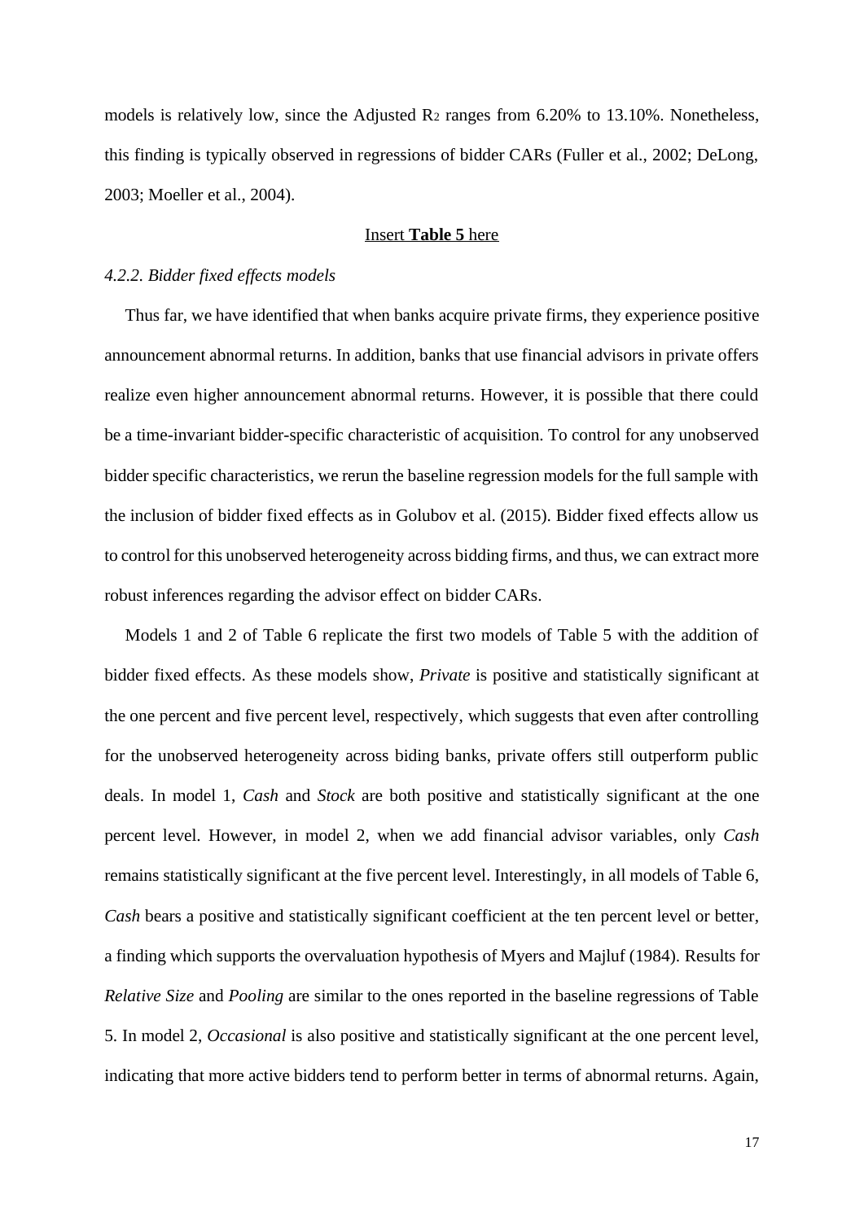models is relatively low, since the Adjusted $R^2$ ranges from 6.20% to 13.10%. Nonetheless, this finding is typically observed in regressions of bidder CARs (Fuller et al., 2002; DeLong, 2003; Moeller et al., 2004).

Insert **Table 5** here

#### *4.2.2. Bidder fixed effects models*

Thus far, we have identified that when banks acquire private firms, they experience positive announcement abnormal returns. In addition, banks that use financial advisors in private offers realize even higher announcement abnormal returns. However, it is possible that there could be a time-invariant bidder-specific characteristic of acquisition. To control for any unobserved bidder specific characteristics, we rerun the baseline regression models for the full sample with the inclusion of bidder fixed effects as in Golubov et al. (2015). Bidder fixed effects allow us to control for this unobserved heterogeneity across bidding firms, and thus, we can extract more robust inferences regarding the advisor effect on bidder CARs.

Models 1 and 2 of Table 6 replicate the first two models of Table 5 with the addition of bidder fixed effects. As these models show, *Private* is positive and statistically significant at the one percent and five percent level, respectively, which suggests that even after controlling for the unobserved heterogeneity across biding banks, private offers still outperform public deals. In model 1, *Cash* and *Stock* are both positive and statistically significant at the one percent level. However, in model 2, when we add financial advisor variables, only *Cash* remains statistically significant at the five percent level. Interestingly, in all models of Table 6, *Cash* bears a positive and statistically significant coefficient at the ten percent level or better, a finding which supports the overvaluation hypothesis of Myers and Majluf (1984). Results for *Relative Size* and *Pooling* are similar to the ones reported in the baseline regressions of Table 5. In model 2, *Occasional* is also positive and statistically significant at the one percent level, indicating that more active bidders tend to perform better in terms of abnormal returns. Again,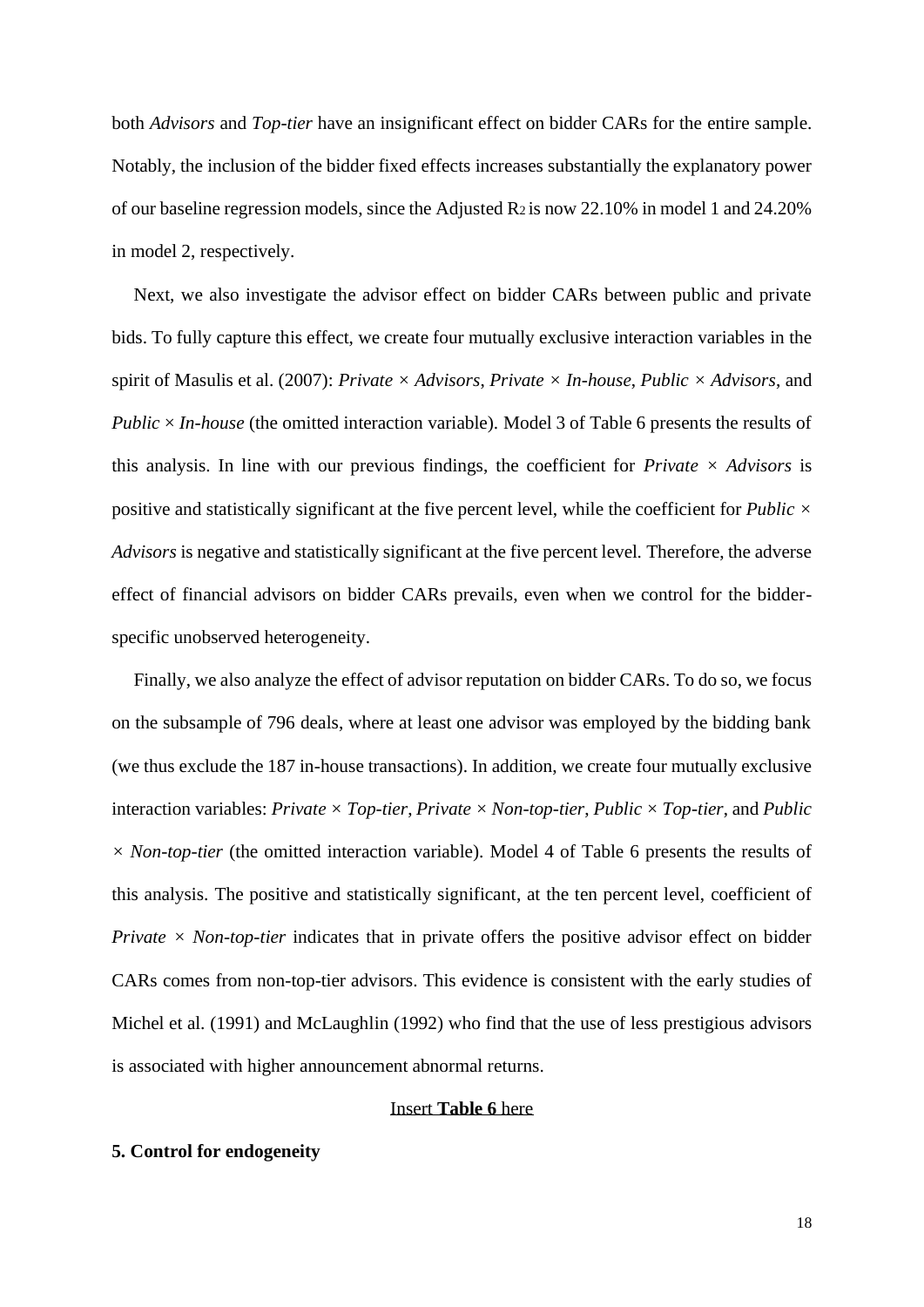both *Advisors* and *Top-tier* have an insignificant effect on bidder CARs for the entire sample. Notably, the inclusion of the bidder fixed effects increases substantially the explanatory power of our baseline regression models, since the Adjusted $R^2$ is now 22.10% in model 1 and 24.20% in model 2, respectively.

Next, we also investigate the advisor effect on bidder CARs between public and private bids. To fully capture this effect, we create four mutually exclusive interaction variables in the spirit of Masulis et al. (2007): *Private × Advisors*, *Private × In-house*, *Public × Advisors*, and *Public × In-house* (the omitted interaction variable). Model 3 of Table 6 presents the results of this analysis. In line with our previous findings, the coefficient for *Private × Advisors* is positive and statistically significant at the five percent level, while the coefficient for *Public × Advisors* is negative and statistically significant at the five percent level. Therefore, the adverse effect of financial advisors on bidder CARs prevails, even when we control for the bidder-specific unobserved heterogeneity.

Finally, we also analyze the effect of advisor reputation on bidder CARs. To do so, we focus on the subsample of 796 deals, where at least one advisor was employed by the bidding bank (we thus exclude the 187 in-house transactions). In addition, we create four mutually exclusive interaction variables: *Private × Top-tier*, *Private × Non-top-tier*, *Public × Top-tier*, and *Public × Non-top-tier* (the omitted interaction variable). Model 4 of Table 6 presents the results of this analysis. The positive and statistically significant, at the ten percent level, coefficient of *Private × Non-top-tier* indicates that in private offers the positive advisor effect on bidder CARs comes from non-top-tier advisors. This evidence is consistent with the early studies of Michel et al. (1991) and McLaughlin (1992) who find that the use of less prestigious advisors is associated with higher announcement abnormal returns.

Insert **Table 6** here

**5. Control for endogeneity**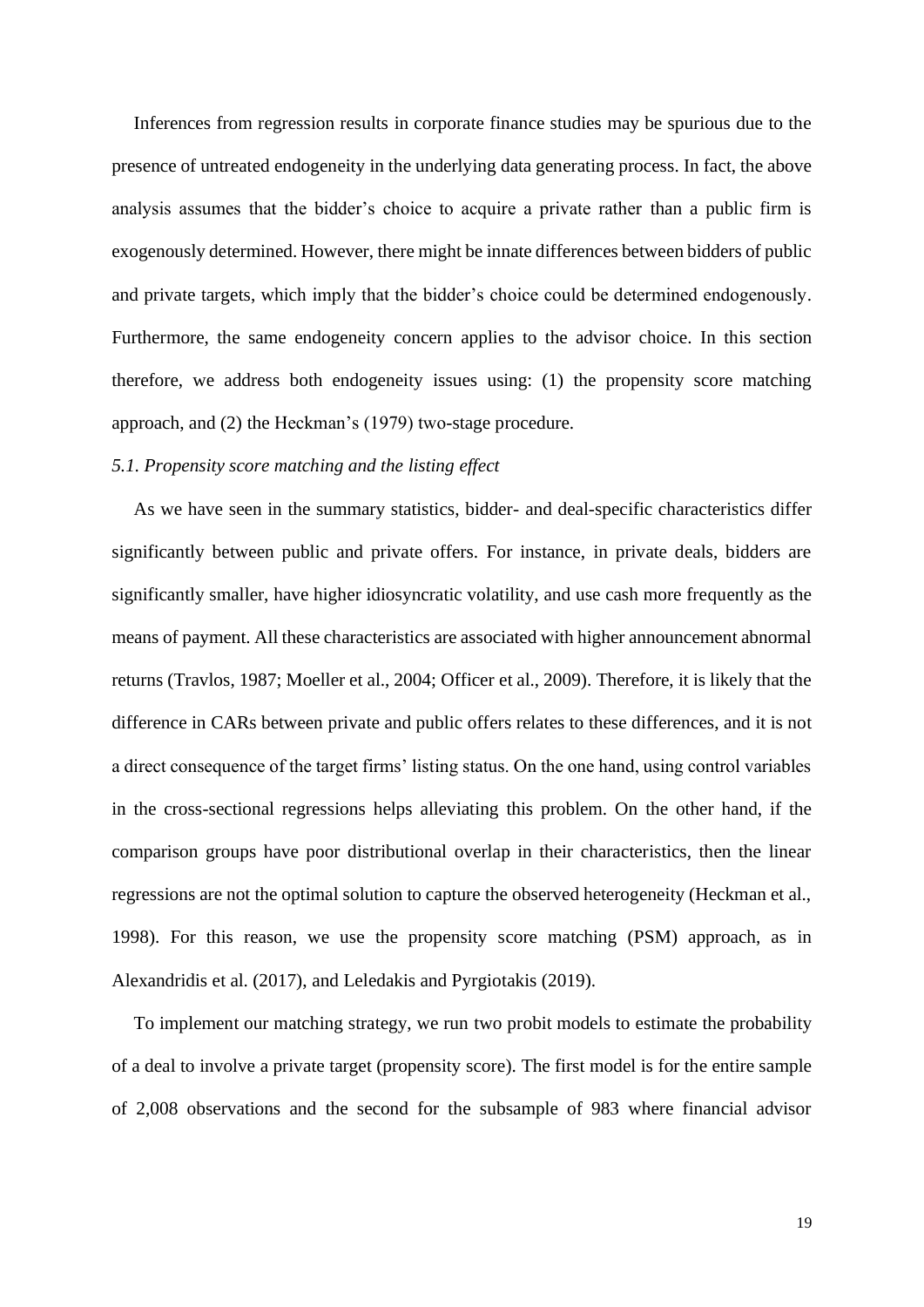Inferences from regression results in corporate finance studies may be spurious due to the presence of untreated endogeneity in the underlying data generating process. In fact, the above analysis assumes that the bidder's choice to acquire a private rather than a public firm is exogenously determined. However, there might be innate differences between bidders of public and private targets, which imply that the bidder's choice could be determined endogenously. Furthermore, the same endogeneity concern applies to the advisor choice. In this section therefore, we address both endogeneity issues using: (1) the propensity score matching approach, and (2) the Heckman's (1979) two-stage procedure.

### *5.1. Propensity score matching and the listing effect*

As we have seen in the summary statistics, bidder- and deal-specific characteristics differ significantly between public and private offers. For instance, in private deals, bidders are significantly smaller, have higher idiosyncratic volatility, and use cash more frequently as the means of payment. All these characteristics are associated with higher announcement abnormal returns (Travlos, 1987; Moeller et al., 2004; Officer et al., 2009). Therefore, it is likely that the difference in CARs between private and public offers relates to these differences, and it is not a direct consequence of the target firms' listing status. On the one hand, using control variables in the cross-sectional regressions helps alleviating this problem. On the other hand, if the comparison groups have poor distributional overlap in their characteristics, then the linear regressions are not the optimal solution to capture the observed heterogeneity (Heckman et al., 1998). For this reason, we use the propensity score matching (PSM) approach, as in Alexandridis et al. (2017), and Leledakis and Pyrgiotakis (2019).

To implement our matching strategy, we run two probit models to estimate the probability of a deal to involve a private target (propensity score). The first model is for the entire sample of 2,008 observations and the second for the subsample of 983 where financial advisor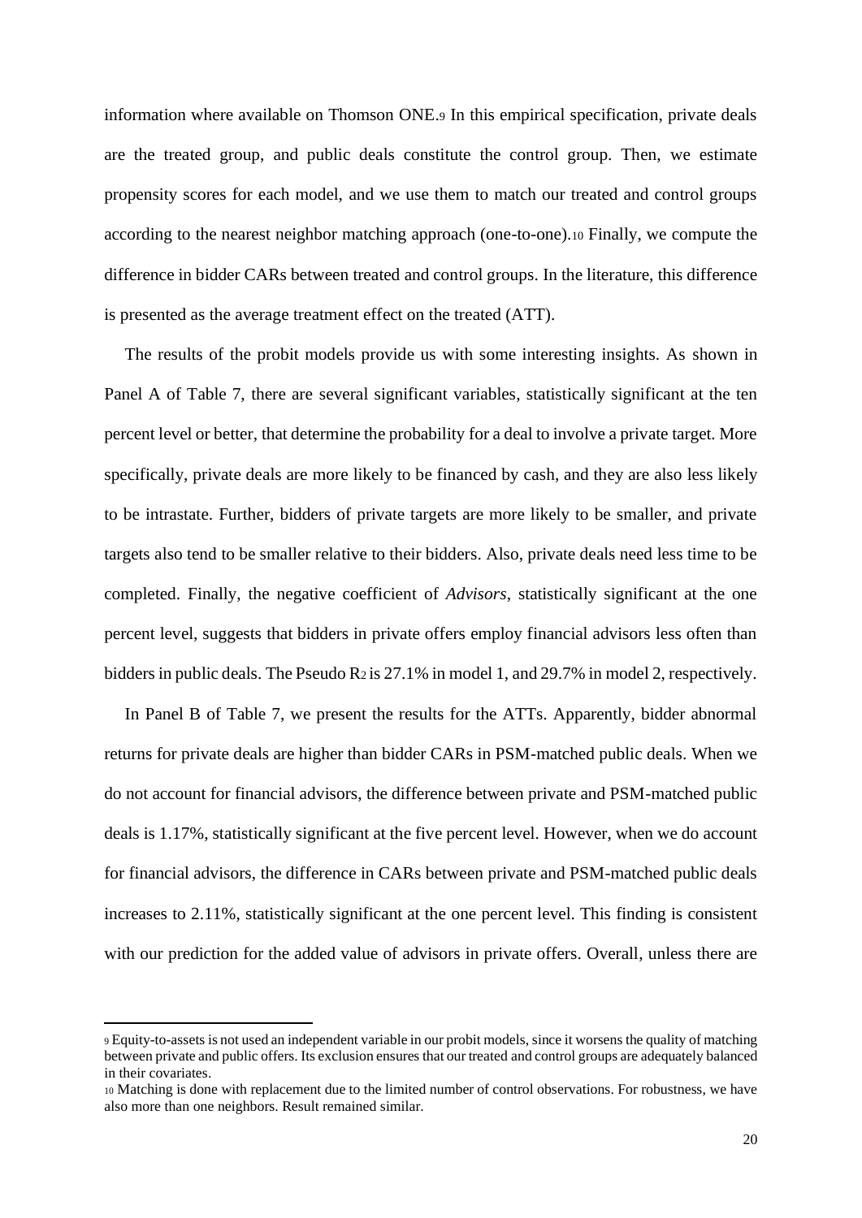information where available on Thomson ONE.[9] In this empirical specification, private deals are the treated group, and public deals constitute the control group. Then, we estimate propensity scores for each model, and we use them to match our treated and control groups according to the nearest neighbor matching approach (one-to-one).[10] Finally, we compute the difference in bidder CARs between treated and control groups. In the literature, this difference is presented as the average treatment effect on the treated (ATT).

The results of the probit models provide us with some interesting insights. As shown in Panel A of Table 7, there are several significant variables, statistically significant at the ten percent level or better, that determine the probability for a deal to involve a private target. More specifically, private deals are more likely to be financed by cash, and they are also less likely to be intrastate. Further, bidders of private targets are more likely to be smaller, and private targets also tend to be smaller relative to their bidders. Also, private deals need less time to be completed. Finally, the negative coefficient of *Advisors*, statistically significant at the one percent level, suggests that bidders in private offers employ financial advisors less often than bidders in public deals. The Pseudo $R_2$ is 27.1% in model 1, and 29.7% in model 2, respectively.

In Panel B of Table 7, we present the results for the ATTs. Apparently, bidder abnormal returns for private deals are higher than bidder CARs in PSM-matched public deals. When we do not account for financial advisors, the difference between private and PSM-matched public deals is 1.17%, statistically significant at the five percent level. However, when we do account for financial advisors, the difference in CARs between private and PSM-matched public deals increases to 2.11%, statistically significant at the one percent level. This finding is consistent with our prediction for the added value of advisors in private offers. Overall, unless there are

---

[9] Equity-to-assets is not used an independent variable in our probit models, since it worsens the quality of matching between private and public offers. Its exclusion ensures that our treated and control groups are adequately balanced in their covariates.

[10] Matching is done with replacement due to the limited number of control observations. For robustness, we have also more than one neighbors. Result remained similar.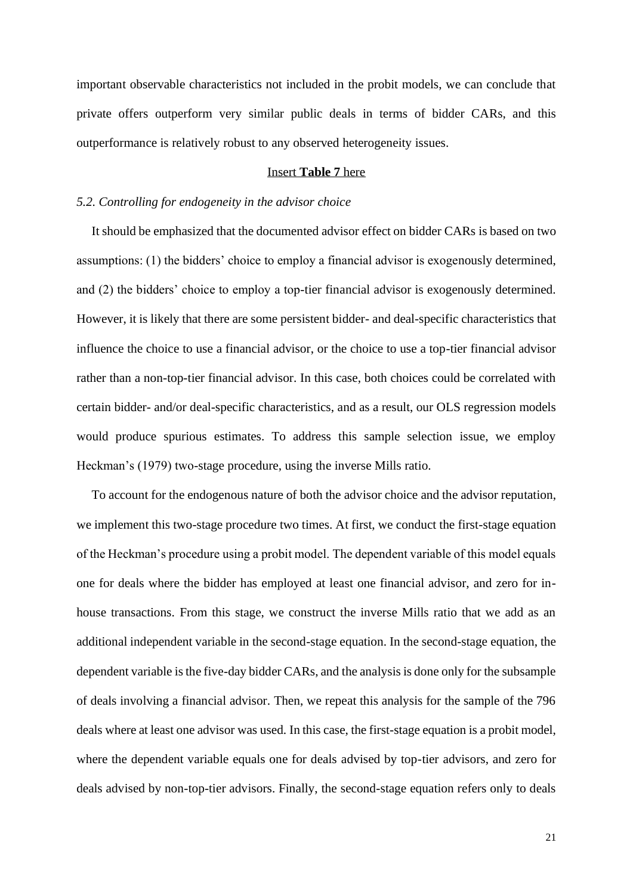important observable characteristics not included in the probit models, we can conclude that private offers outperform very similar public deals in terms of bidder CARs, and this outperformance is relatively robust to any observed heterogeneity issues.

Insert **Table 7** here

### *5.2. Controlling for endogeneity in the advisor choice*

It should be emphasized that the documented advisor effect on bidder CARs is based on two assumptions: (1) the bidders' choice to employ a financial advisor is exogenously determined, and (2) the bidders' choice to employ a top-tier financial advisor is exogenously determined. However, it is likely that there are some persistent bidder- and deal-specific characteristics that influence the choice to use a financial advisor, or the choice to use a top-tier financial advisor rather than a non-top-tier financial advisor. In this case, both choices could be correlated with certain bidder- and/or deal-specific characteristics, and as a result, our OLS regression models would produce spurious estimates. To address this sample selection issue, we employ Heckman's (1979) two-stage procedure, using the inverse Mills ratio.

To account for the endogenous nature of both the advisor choice and the advisor reputation, we implement this two-stage procedure two times. At first, we conduct the first-stage equation of the Heckman's procedure using a probit model. The dependent variable of this model equals one for deals where the bidder has employed at least one financial advisor, and zero for in-house transactions. From this stage, we construct the inverse Mills ratio that we add as an additional independent variable in the second-stage equation. In the second-stage equation, the dependent variable is the five-day bidder CARs, and the analysis is done only for the subsample of deals involving a financial advisor. Then, we repeat this analysis for the sample of the 796 deals where at least one advisor was used. In this case, the first-stage equation is a probit model, where the dependent variable equals one for deals advised by top-tier advisors, and zero for deals advised by non-top-tier advisors. Finally, the second-stage equation refers only to deals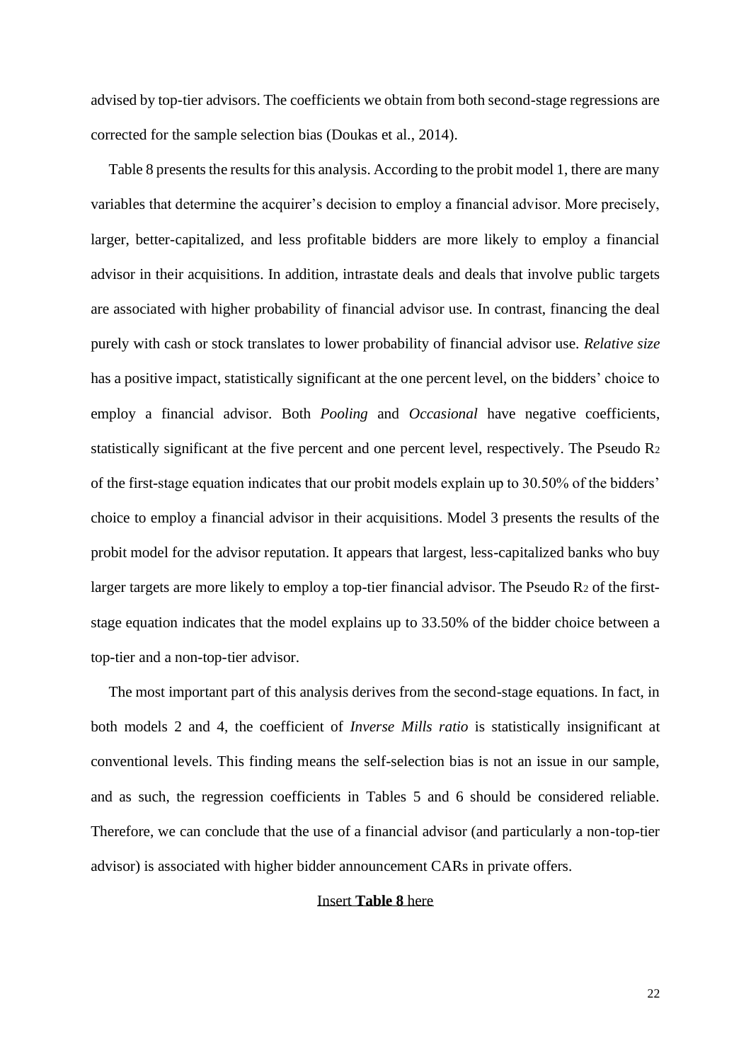advised by top-tier advisors. The coefficients we obtain from both second-stage regressions are corrected for the sample selection bias (Doukas et al., 2014).

Table 8 presents the results for this analysis. According to the probit model 1, there are many variables that determine the acquirer's decision to employ a financial advisor. More precisely, larger, better-capitalized, and less profitable bidders are more likely to employ a financial advisor in their acquisitions. In addition, intrastate deals and deals that involve public targets are associated with higher probability of financial advisor use. In contrast, financing the deal purely with cash or stock translates to lower probability of financial advisor use. *Relative size* has a positive impact, statistically significant at the one percent level, on the bidders' choice to employ a financial advisor. Both *Pooling* and *Occasional* have negative coefficients, statistically significant at the five percent and one percent level, respectively. The Pseudo $R_2$ of the first-stage equation indicates that our probit models explain up to 30.50% of the bidders' choice to employ a financial advisor in their acquisitions. Model 3 presents the results of the probit model for the advisor reputation. It appears that largest, less-capitalized banks who buy larger targets are more likely to employ a top-tier financial advisor. The Pseudo $R_2$ of the first-stage equation indicates that the model explains up to 33.50% of the bidder choice between a top-tier and a non-top-tier advisor.

The most important part of this analysis derives from the second-stage equations. In fact, in both models 2 and 4, the coefficient of *Inverse Mills ratio* is statistically insignificant at conventional levels. This finding means the self-selection bias is not an issue in our sample, and as such, the regression coefficients in Tables 5 and 6 should be considered reliable. Therefore, we can conclude that the use of a financial advisor (and particularly a non-top-tier advisor) is associated with higher bidder announcement CARs in private offers.

Insert **Table 8** here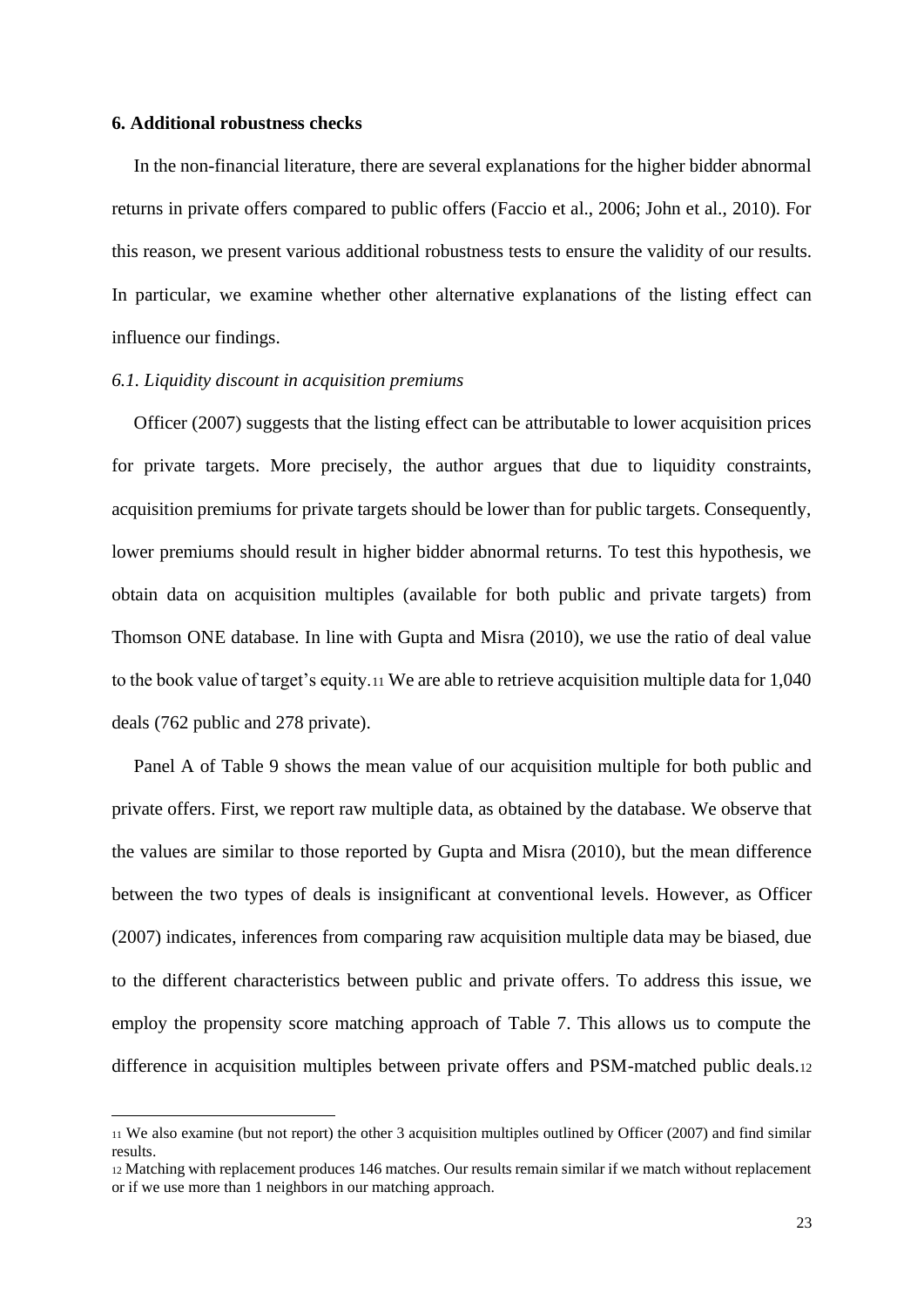## 6. Additional robustness checks

In the non-financial literature, there are several explanations for the higher bidder abnormal returns in private offers compared to public offers (Faccio et al., 2006; John et al., 2010). For this reason, we present various additional robustness tests to ensure the validity of our results. In particular, we examine whether other alternative explanations of the listing effect can influence our findings.

### *6.1. Liquidity discount in acquisition premiums*

Officer (2007) suggests that the listing effect can be attributable to lower acquisition prices for private targets. More precisely, the author argues that due to liquidity constraints, acquisition premiums for private targets should be lower than for public targets. Consequently, lower premiums should result in higher bidder abnormal returns. To test this hypothesis, we obtain data on acquisition multiples (available for both public and private targets) from Thomson ONE database. In line with Gupta and Misra (2010), we use the ratio of deal value to the book value of target's equity.[11] We are able to retrieve acquisition multiple data for 1,040 deals (762 public and 278 private).

Panel A of Table 9 shows the mean value of our acquisition multiple for both public and private offers. First, we report raw multiple data, as obtained by the database. We observe that the values are similar to those reported by Gupta and Misra (2010), but the mean difference between the two types of deals is insignificant at conventional levels. However, as Officer (2007) indicates, inferences from comparing raw acquisition multiple data may be biased, due to the different characteristics between public and private offers. To address this issue, we employ the propensity score matching approach of Table 7. This allows us to compute the difference in acquisition multiples between private offers and PSM-matched public deals.[12]

[11] We also examine (but not report) the other 3 acquisition multiples outlined by Officer (2007) and find similar results.

[12] Matching with replacement produces 146 matches. Our results remain similar if we match without replacement or if we use more than 1 neighbors in our matching approach.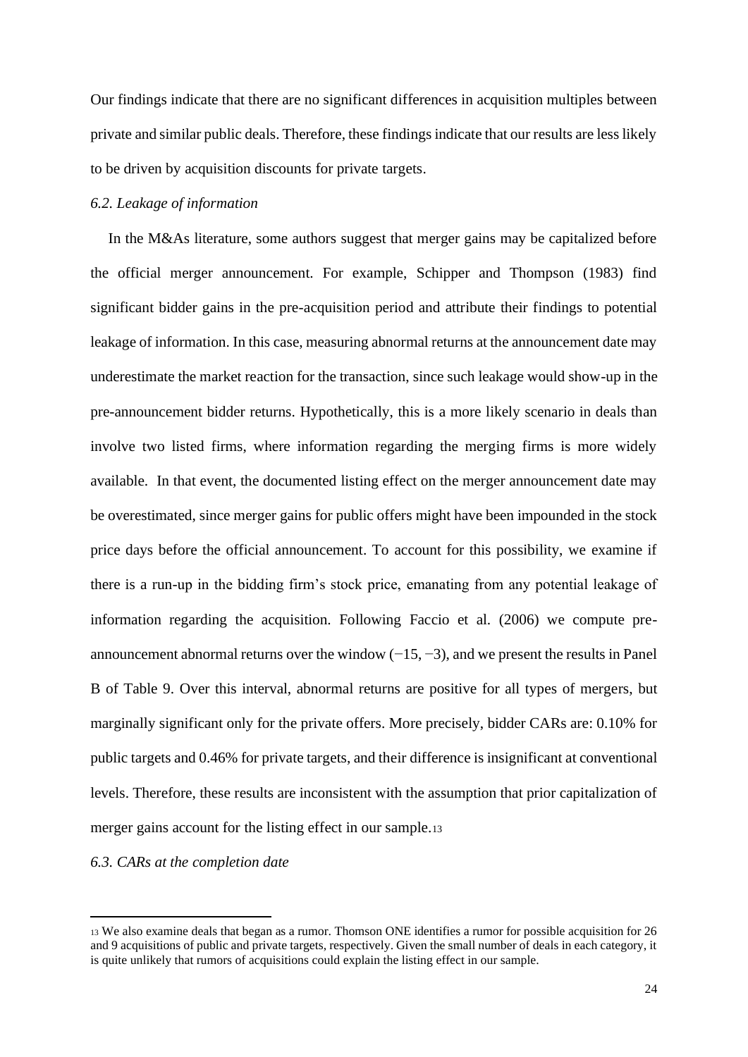Our findings indicate that there are no significant differences in acquisition multiples between private and similar public deals. Therefore, these findings indicate that our results are less likely to be driven by acquisition discounts for private targets.

### *6.2. Leakage of information*

In the M&As literature, some authors suggest that merger gains may be capitalized before the official merger announcement. For example, Schipper and Thompson (1983) find significant bidder gains in the pre-acquisition period and attribute their findings to potential leakage of information. In this case, measuring abnormal returns at the announcement date may underestimate the market reaction for the transaction, since such leakage would show-up in the pre-announcement bidder returns. Hypothetically, this is a more likely scenario in deals than involve two listed firms, where information regarding the merging firms is more widely available. In that event, the documented listing effect on the merger announcement date may be overestimated, since merger gains for public offers might have been impounded in the stock price days before the official announcement. To account for this possibility, we examine if there is a run-up in the bidding firm's stock price, emanating from any potential leakage of information regarding the acquisition. Following Faccio et al. (2006) we compute pre-announcement abnormal returns over the window (−15, −3), and we present the results in Panel B of Table 9. Over this interval, abnormal returns are positive for all types of mergers, but marginally significant only for the private offers. More precisely, bidder CARs are: 0.10% for public targets and 0.46% for private targets, and their difference is insignificant at conventional levels. Therefore, these results are inconsistent with the assumption that prior capitalization of merger gains account for the listing effect in our sample.[13]

### *6.3. CARs at the completion date*

---

[13] We also examine deals that began as a rumor. Thomson ONE identifies a rumor for possible acquisition for 26 and 9 acquisitions of public and private targets, respectively. Given the small number of deals in each category, it is quite unlikely that rumors of acquisitions could explain the listing effect in our sample.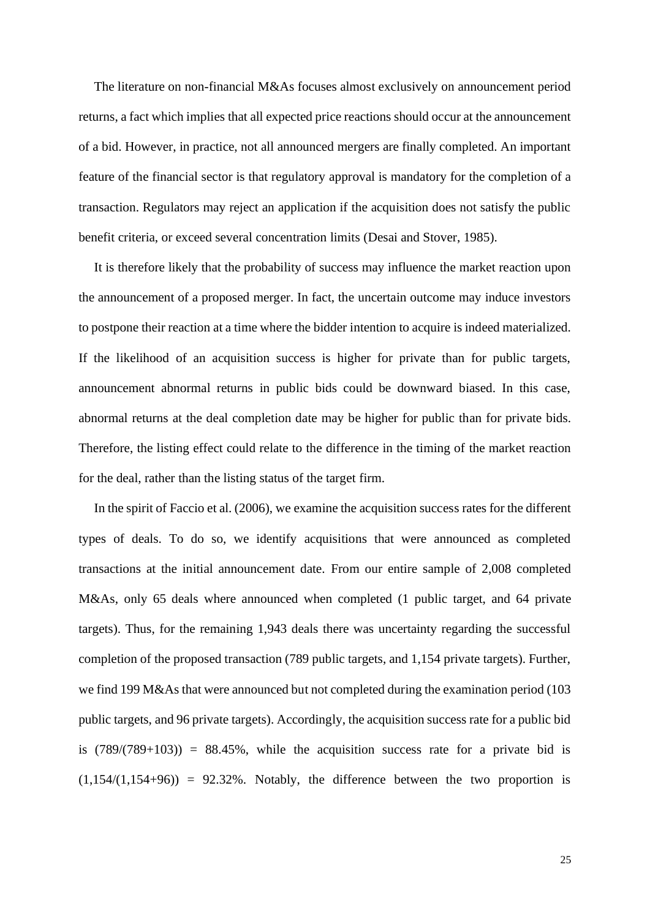The literature on non-financial M&As focuses almost exclusively on announcement period returns, a fact which implies that all expected price reactions should occur at the announcement of a bid. However, in practice, not all announced mergers are finally completed. An important feature of the financial sector is that regulatory approval is mandatory for the completion of a transaction. Regulators may reject an application if the acquisition does not satisfy the public benefit criteria, or exceed several concentration limits (Desai and Stover, 1985).

It is therefore likely that the probability of success may influence the market reaction upon the announcement of a proposed merger. In fact, the uncertain outcome may induce investors to postpone their reaction at a time where the bidder intention to acquire is indeed materialized. If the likelihood of an acquisition success is higher for private than for public targets, announcement abnormal returns in public bids could be downward biased. In this case, abnormal returns at the deal completion date may be higher for public than for private bids. Therefore, the listing effect could relate to the difference in the timing of the market reaction for the deal, rather than the listing status of the target firm.

In the spirit of Faccio et al. (2006), we examine the acquisition success rates for the different types of deals. To do so, we identify acquisitions that were announced as completed transactions at the initial announcement date. From our entire sample of 2,008 completed M&As, only 65 deals where announced when completed (1 public target, and 64 private targets). Thus, for the remaining 1,943 deals there was uncertainty regarding the successful completion of the proposed transaction (789 public targets, and 1,154 private targets). Further, we find 199 M&As that were announced but not completed during the examination period (103 public targets, and 96 private targets). Accordingly, the acquisition success rate for a public bid is $(789/(789+103)) = 88.45\%$, while the acquisition success rate for a private bid is $(1{,}154/(1{,}154+96)) = 92.32\%$. Notably, the difference between the two proportion is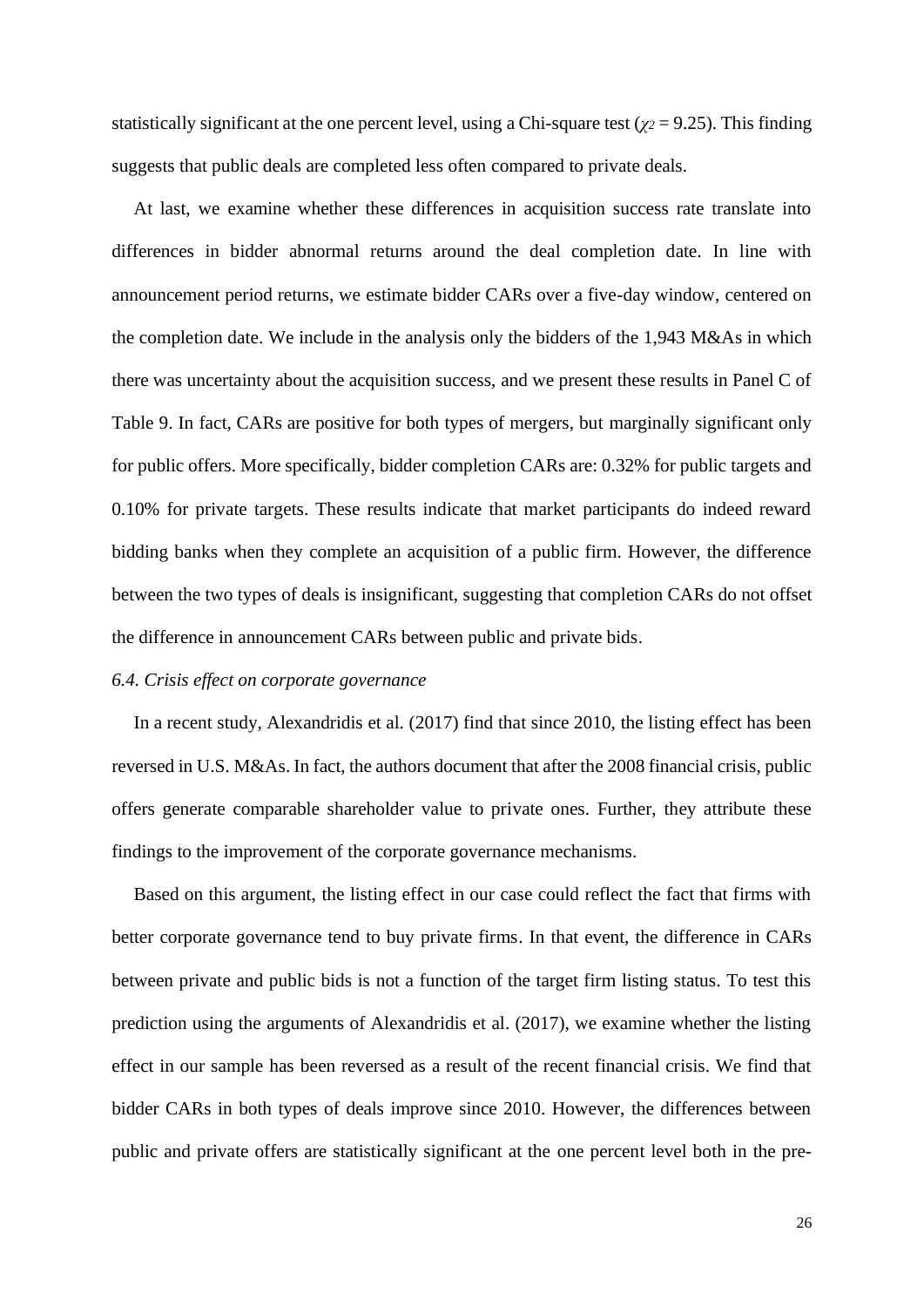statistically significant at the one percent level, using a Chi-square test ($\chi^2 = 9.25$). This finding suggests that public deals are completed less often compared to private deals.

At last, we examine whether these differences in acquisition success rate translate into differences in bidder abnormal returns around the deal completion date. In line with announcement period returns, we estimate bidder CARs over a five-day window, centered on the completion date. We include in the analysis only the bidders of the 1,943 M&As in which there was uncertainty about the acquisition success, and we present these results in Panel C of Table 9. In fact, CARs are positive for both types of mergers, but marginally significant only for public offers. More specifically, bidder completion CARs are: 0.32% for public targets and 0.10% for private targets. These results indicate that market participants do indeed reward bidding banks when they complete an acquisition of a public firm. However, the difference between the two types of deals is insignificant, suggesting that completion CARs do not offset the difference in announcement CARs between public and private bids.

*6.4. Crisis effect on corporate governance*

In a recent study, Alexandridis et al. (2017) find that since 2010, the listing effect has been reversed in U.S. M&As. In fact, the authors document that after the 2008 financial crisis, public offers generate comparable shareholder value to private ones. Further, they attribute these findings to the improvement of the corporate governance mechanisms.

Based on this argument, the listing effect in our case could reflect the fact that firms with better corporate governance tend to buy private firms. In that event, the difference in CARs between private and public bids is not a function of the target firm listing status. To test this prediction using the arguments of Alexandridis et al. (2017), we examine whether the listing effect in our sample has been reversed as a result of the recent financial crisis. We find that bidder CARs in both types of deals improve since 2010. However, the differences between public and private offers are statistically significant at the one percent level both in the pre-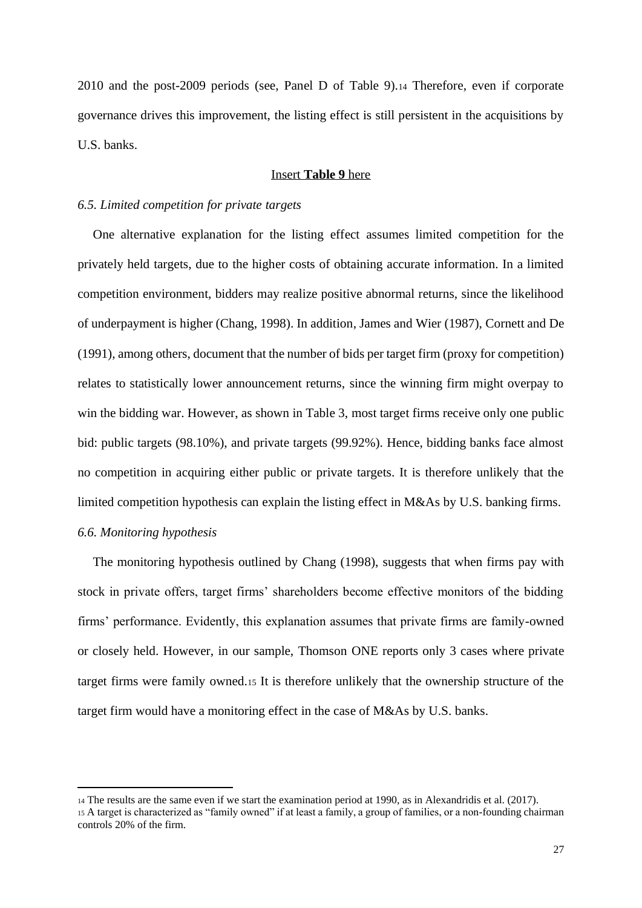2010 and the post-2009 periods (see, Panel D of Table 9).[14] Therefore, even if corporate governance drives this improvement, the listing effect is still persistent in the acquisitions by U.S. banks.

Insert **Table 9** here

### *6.5. Limited competition for private targets*

One alternative explanation for the listing effect assumes limited competition for the privately held targets, due to the higher costs of obtaining accurate information. In a limited competition environment, bidders may realize positive abnormal returns, since the likelihood of underpayment is higher (Chang, 1998). In addition, James and Wier (1987), Cornett and De (1991), among others, document that the number of bids per target firm (proxy for competition) relates to statistically lower announcement returns, since the winning firm might overpay to win the bidding war. However, as shown in Table 3, most target firms receive only one public bid: public targets (98.10%), and private targets (99.92%). Hence, bidding banks face almost no competition in acquiring either public or private targets. It is therefore unlikely that the limited competition hypothesis can explain the listing effect in M&As by U.S. banking firms.

### *6.6. Monitoring hypothesis*

The monitoring hypothesis outlined by Chang (1998), suggests that when firms pay with stock in private offers, target firms' shareholders become effective monitors of the bidding firms' performance. Evidently, this explanation assumes that private firms are family-owned or closely held. However, in our sample, Thomson ONE reports only 3 cases where private target firms were family owned.[15] It is therefore unlikely that the ownership structure of the target firm would have a monitoring effect in the case of M&As by U.S. banks.

---

[14] The results are the same even if we start the examination period at 1990, as in Alexandridis et al. (2017).

[15] A target is characterized as "family owned" if at least a family, a group of families, or a non-founding chairman controls 20% of the firm.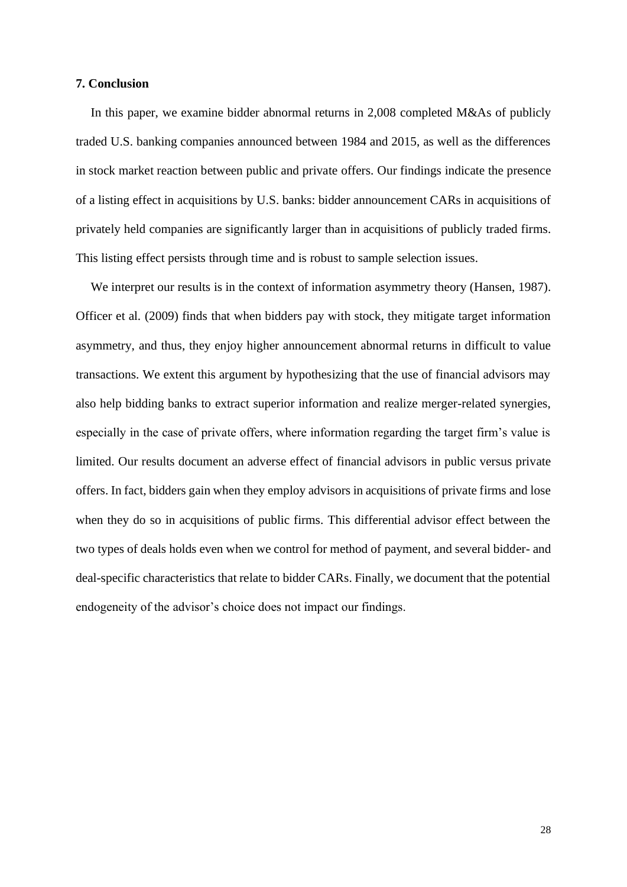## 7. Conclusion

In this paper, we examine bidder abnormal returns in 2,008 completed M&As of publicly traded U.S. banking companies announced between 1984 and 2015, as well as the differences in stock market reaction between public and private offers. Our findings indicate the presence of a listing effect in acquisitions by U.S. banks: bidder announcement CARs in acquisitions of privately held companies are significantly larger than in acquisitions of publicly traded firms. This listing effect persists through time and is robust to sample selection issues.

We interpret our results is in the context of information asymmetry theory (Hansen, 1987). Officer et al. (2009) finds that when bidders pay with stock, they mitigate target information asymmetry, and thus, they enjoy higher announcement abnormal returns in difficult to value transactions. We extent this argument by hypothesizing that the use of financial advisors may also help bidding banks to extract superior information and realize merger-related synergies, especially in the case of private offers, where information regarding the target firm's value is limited. Our results document an adverse effect of financial advisors in public versus private offers. In fact, bidders gain when they employ advisors in acquisitions of private firms and lose when they do so in acquisitions of public firms. This differential advisor effect between the two types of deals holds even when we control for method of payment, and several bidder- and deal-specific characteristics that relate to bidder CARs. Finally, we document that the potential endogeneity of the advisor's choice does not impact our findings.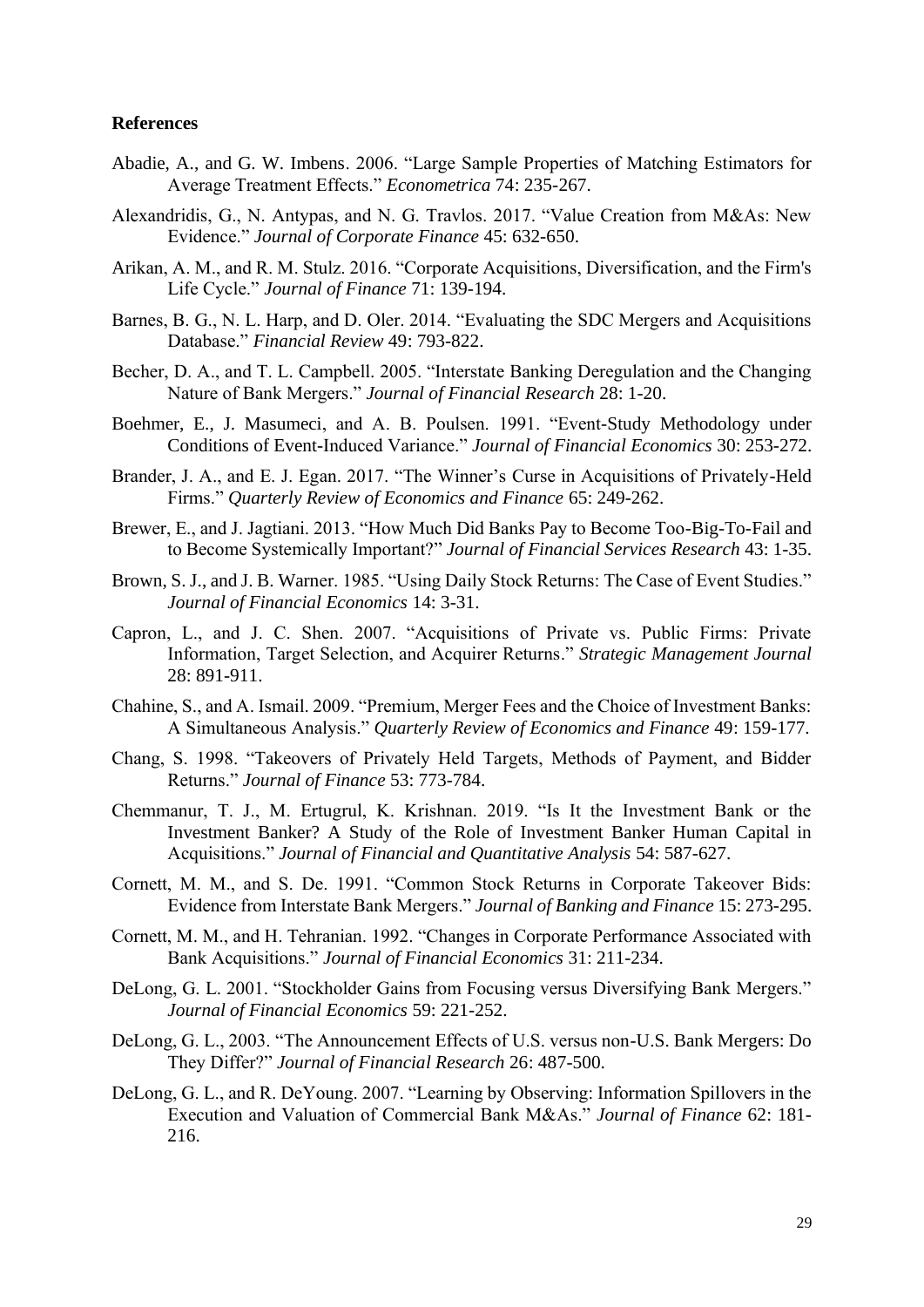**References**

Abadie, A., and G. W. Imbens. 2006. "Large Sample Properties of Matching Estimators for Average Treatment Effects." *Econometrica* 74: 235-267.

Alexandridis, G., N. Antypas, and N. G. Travlos. 2017. "Value Creation from M&As: New Evidence." *Journal of Corporate Finance* 45: 632-650.

Arikan, A. M., and R. M. Stulz. 2016. "Corporate Acquisitions, Diversification, and the Firm's Life Cycle." *Journal of Finance* 71: 139-194.

Barnes, B. G., N. L. Harp, and D. Oler. 2014. "Evaluating the SDC Mergers and Acquisitions Database." *Financial Review* 49: 793-822.

Becher, D. A., and T. L. Campbell. 2005. "Interstate Banking Deregulation and the Changing Nature of Bank Mergers." *Journal of Financial Research* 28: 1-20.

Boehmer, E., J. Masumeci, and A. B. Poulsen. 1991. "Event-Study Methodology under Conditions of Event-Induced Variance." *Journal of Financial Economics* 30: 253-272.

Brander, J. A., and E. J. Egan. 2017. "The Winner's Curse in Acquisitions of Privately-Held Firms." *Quarterly Review of Economics and Finance* 65: 249-262.

Brewer, E., and J. Jagtiani. 2013. "How Much Did Banks Pay to Become Too-Big-To-Fail and to Become Systemically Important?" *Journal of Financial Services Research* 43: 1-35.

Brown, S. J., and J. B. Warner. 1985. "Using Daily Stock Returns: The Case of Event Studies." *Journal of Financial Economics* 14: 3-31.

Capron, L., and J. C. Shen. 2007. "Acquisitions of Private vs. Public Firms: Private Information, Target Selection, and Acquirer Returns." *Strategic Management Journal* 28: 891-911.

Chahine, S., and A. Ismail. 2009. "Premium, Merger Fees and the Choice of Investment Banks: A Simultaneous Analysis." *Quarterly Review of Economics and Finance* 49: 159-177.

Chang, S. 1998. "Takeovers of Privately Held Targets, Methods of Payment, and Bidder Returns." *Journal of Finance* 53: 773-784.

Chemmanur, T. J., M. Ertugrul, K. Krishnan. 2019. "Is It the Investment Bank or the Investment Banker? A Study of the Role of Investment Banker Human Capital in Acquisitions." *Journal of Financial and Quantitative Analysis* 54: 587-627.

Cornett, M. M., and S. De. 1991. "Common Stock Returns in Corporate Takeover Bids: Evidence from Interstate Bank Mergers." *Journal of Banking and Finance* 15: 273-295.

Cornett, M. M., and H. Tehranian. 1992. "Changes in Corporate Performance Associated with Bank Acquisitions." *Journal of Financial Economics* 31: 211-234.

DeLong, G. L. 2001. "Stockholder Gains from Focusing versus Diversifying Bank Mergers." *Journal of Financial Economics* 59: 221-252.

DeLong, G. L., 2003. "The Announcement Effects of U.S. versus non-U.S. Bank Mergers: Do They Differ?" *Journal of Financial Research* 26: 487-500.

DeLong, G. L., and R. DeYoung. 2007. "Learning by Observing: Information Spillovers in the Execution and Valuation of Commercial Bank M&As." *Journal of Finance* 62: 181-216.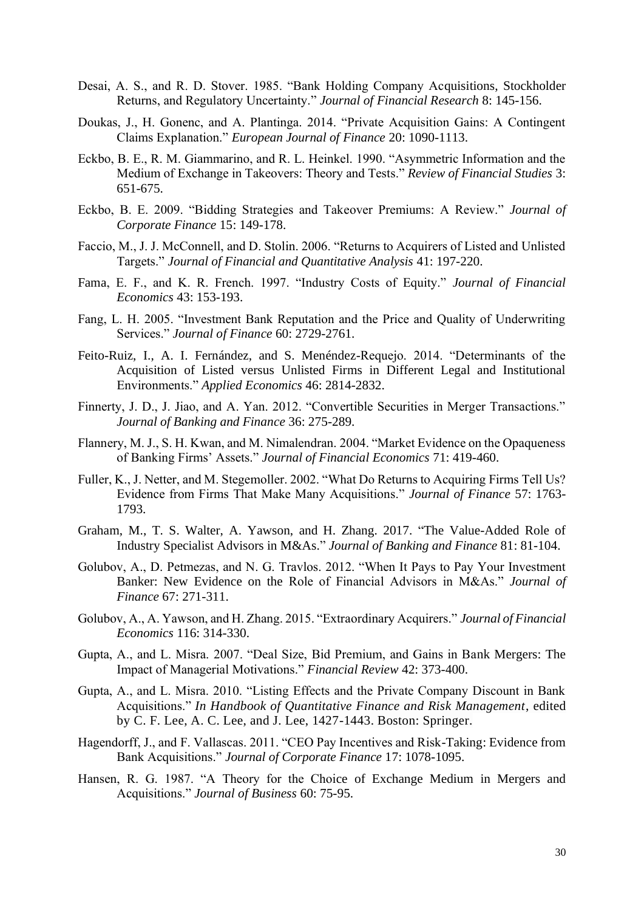Desai, A. S., and R. D. Stover. 1985. "Bank Holding Company Acquisitions, Stockholder Returns, and Regulatory Uncertainty." *Journal of Financial Research* 8: 145-156.

Doukas, J., H. Gonenc, and A. Plantinga. 2014. "Private Acquisition Gains: A Contingent Claims Explanation." *European Journal of Finance* 20: 1090-1113.

Eckbo, B. E., R. M. Giammarino, and R. L. Heinkel. 1990. "Asymmetric Information and the Medium of Exchange in Takeovers: Theory and Tests." *Review of Financial Studies* 3: 651-675.

Eckbo, B. E. 2009. "Bidding Strategies and Takeover Premiums: A Review." *Journal of Corporate Finance* 15: 149-178.

Faccio, M., J. J. McConnell, and D. Stolin. 2006. "Returns to Acquirers of Listed and Unlisted Targets." *Journal of Financial and Quantitative Analysis* 41: 197-220.

Fama, E. F., and K. R. French. 1997. "Industry Costs of Equity." *Journal of Financial Economics* 43: 153-193.

Fang, L. H. 2005. "Investment Bank Reputation and the Price and Quality of Underwriting Services." *Journal of Finance* 60: 2729-2761.

Feito-Ruiz, I., A. I. Fernández, and S. Menéndez-Requejo. 2014. "Determinants of the Acquisition of Listed versus Unlisted Firms in Different Legal and Institutional Environments." *Applied Economics* 46: 2814-2832.

Finnerty, J. D., J. Jiao, and A. Yan. 2012. "Convertible Securities in Merger Transactions." *Journal of Banking and Finance* 36: 275-289.

Flannery, M. J., S. H. Kwan, and M. Nimalendran. 2004. "Market Evidence on the Opaqueness of Banking Firms' Assets." *Journal of Financial Economics* 71: 419-460.

Fuller, K., J. Netter, and M. Stegemoller. 2002. "What Do Returns to Acquiring Firms Tell Us? Evidence from Firms That Make Many Acquisitions." *Journal of Finance* 57: 1763-1793.

Graham, M., T. S. Walter, A. Yawson, and H. Zhang. 2017. "The Value-Added Role of Industry Specialist Advisors in M&As." *Journal of Banking and Finance* 81: 81-104.

Golubov, A., D. Petmezas, and N. G. Travlos. 2012. "When It Pays to Pay Your Investment Banker: New Evidence on the Role of Financial Advisors in M&As." *Journal of Finance* 67: 271-311.

Golubov, A., A. Yawson, and H. Zhang. 2015. "Extraordinary Acquirers." *Journal of Financial Economics* 116: 314-330.

Gupta, A., and L. Misra. 2007. "Deal Size, Bid Premium, and Gains in Bank Mergers: The Impact of Managerial Motivations." *Financial Review* 42: 373-400.

Gupta, A., and L. Misra. 2010. "Listing Effects and the Private Company Discount in Bank Acquisitions." *In Handbook of Quantitative Finance and Risk Management*, edited by C. F. Lee, A. C. Lee, and J. Lee, 1427-1443. Boston: Springer.

Hagendorff, J., and F. Vallascas. 2011. "CEO Pay Incentives and Risk-Taking: Evidence from Bank Acquisitions." *Journal of Corporate Finance* 17: 1078-1095.

Hansen, R. G. 1987. "A Theory for the Choice of Exchange Medium in Mergers and Acquisitions." *Journal of Business* 60: 75-95.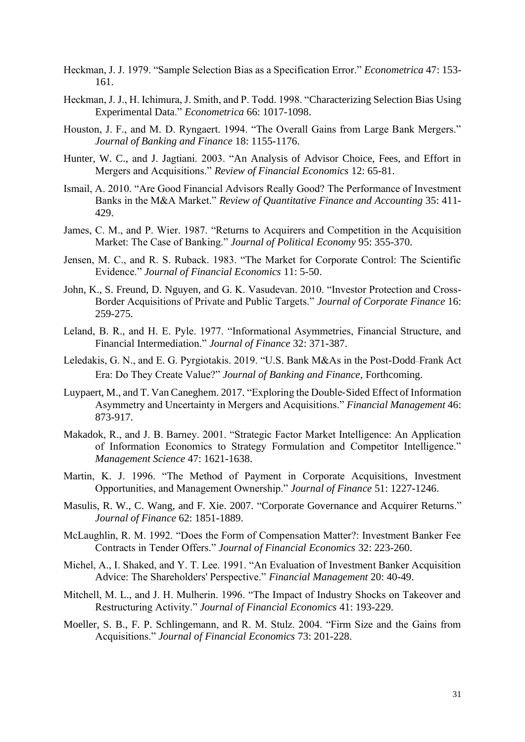Heckman, J. J. 1979. "Sample Selection Bias as a Specification Error." *Econometrica* 47: 153-161.

Heckman, J. J., H. Ichimura, J. Smith, and P. Todd. 1998. "Characterizing Selection Bias Using Experimental Data." *Econometrica* 66: 1017-1098.

Houston, J. F., and M. D. Ryngaert. 1994. "The Overall Gains from Large Bank Mergers." *Journal of Banking and Finance* 18: 1155-1176.

Hunter, W. C., and J. Jagtiani. 2003. "An Analysis of Advisor Choice, Fees, and Effort in Mergers and Acquisitions." *Review of Financial Economics* 12: 65-81.

Ismail, A. 2010. "Are Good Financial Advisors Really Good? The Performance of Investment Banks in the M&A Market." *Review of Quantitative Finance and Accounting* 35: 411-429.

James, C. M., and P. Wier. 1987. "Returns to Acquirers and Competition in the Acquisition Market: The Case of Banking." *Journal of Political Economy* 95: 355-370.

Jensen, M. C., and R. S. Ruback. 1983. "The Market for Corporate Control: The Scientific Evidence." *Journal of Financial Economics* 11: 5-50.

John, K., S. Freund, D. Nguyen, and G. K. Vasudevan. 2010. "Investor Protection and Cross-Border Acquisitions of Private and Public Targets." *Journal of Corporate Finance* 16: 259-275.

Leland, B. R., and H. E. Pyle. 1977. "Informational Asymmetries, Financial Structure, and Financial Intermediation." *Journal of Finance* 32: 371-387.

Leledakis, G. N., and E. G. Pyrgiotakis. 2019. "U.S. Bank M&As in the Post-Dodd–Frank Act Era: Do They Create Value?" *Journal of Banking and Finance*, Forthcoming.

Luypaert, M., and T. Van Caneghem. 2017. "Exploring the Double-Sided Effect of Information Asymmetry and Uncertainty in Mergers and Acquisitions." *Financial Management* 46: 873-917.

Makadok, R., and J. B. Barney. 2001. "Strategic Factor Market Intelligence: An Application of Information Economics to Strategy Formulation and Competitor Intelligence." *Management Science* 47: 1621-1638.

Martin, K. J. 1996. "The Method of Payment in Corporate Acquisitions, Investment Opportunities, and Management Ownership." *Journal of Finance* 51: 1227-1246.

Masulis, R. W., C. Wang, and F. Xie. 2007. "Corporate Governance and Acquirer Returns." *Journal of Finance* 62: 1851-1889.

McLaughlin, R. M. 1992. "Does the Form of Compensation Matter?: Investment Banker Fee Contracts in Tender Offers." *Journal of Financial Economics* 32: 223-260.

Michel, A., I. Shaked, and Y. T. Lee. 1991. "An Evaluation of Investment Banker Acquisition Advice: The Shareholders' Perspective." *Financial Management* 20: 40-49.

Mitchell, M. L., and J. H. Mulherin. 1996. "The Impact of Industry Shocks on Takeover and Restructuring Activity." *Journal of Financial Economics* 41: 193-229.

Moeller, S. B., F. P. Schlingemann, and R. M. Stulz. 2004. "Firm Size and the Gains from Acquisitions." *Journal of Financial Economics* 73: 201-228.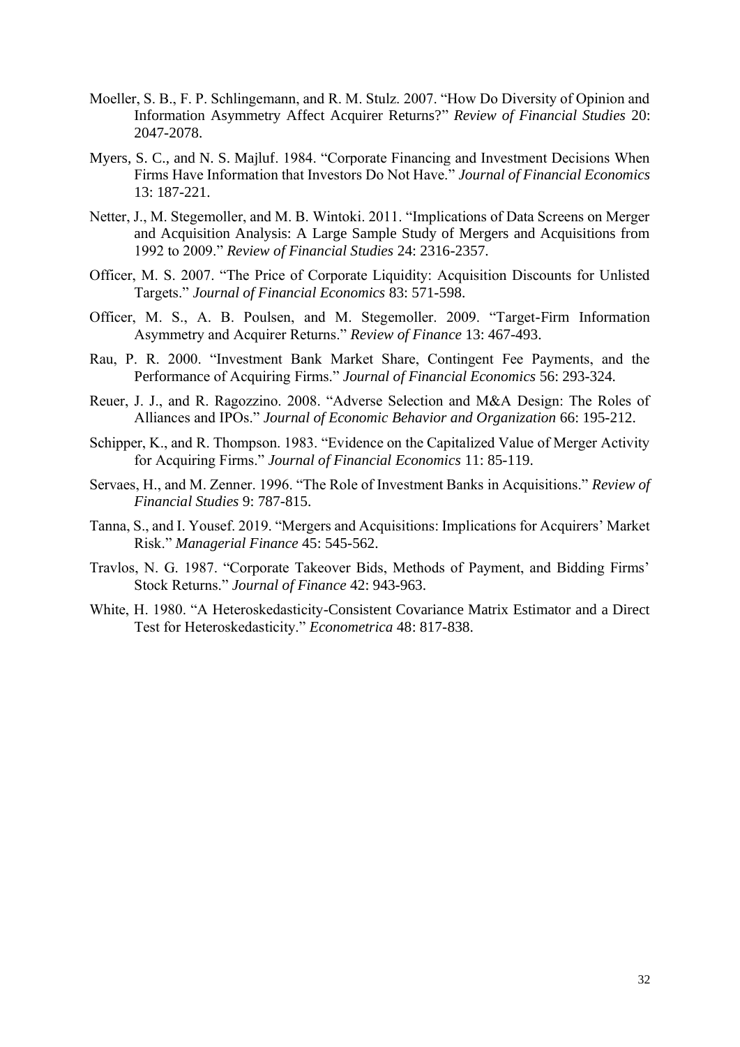Moeller, S. B., F. P. Schlingemann, and R. M. Stulz. 2007. "How Do Diversity of Opinion and Information Asymmetry Affect Acquirer Returns?" *Review of Financial Studies* 20: 2047-2078.

Myers, S. C., and N. S. Majluf. 1984. "Corporate Financing and Investment Decisions When Firms Have Information that Investors Do Not Have." *Journal of Financial Economics* 13: 187-221.

Netter, J., M. Stegemoller, and M. B. Wintoki. 2011. "Implications of Data Screens on Merger and Acquisition Analysis: A Large Sample Study of Mergers and Acquisitions from 1992 to 2009." *Review of Financial Studies* 24: 2316-2357.

Officer, M. S. 2007. "The Price of Corporate Liquidity: Acquisition Discounts for Unlisted Targets." *Journal of Financial Economics* 83: 571-598.

Officer, M. S., A. B. Poulsen, and M. Stegemoller. 2009. "Target-Firm Information Asymmetry and Acquirer Returns." *Review of Finance* 13: 467-493.

Rau, P. R. 2000. "Investment Bank Market Share, Contingent Fee Payments, and the Performance of Acquiring Firms." *Journal of Financial Economics* 56: 293-324.

Reuer, J. J., and R. Ragozzino. 2008. "Adverse Selection and M&A Design: The Roles of Alliances and IPOs." *Journal of Economic Behavior and Organization* 66: 195-212.

Schipper, K., and R. Thompson. 1983. "Evidence on the Capitalized Value of Merger Activity for Acquiring Firms." *Journal of Financial Economics* 11: 85-119.

Servaes, H., and M. Zenner. 1996. "The Role of Investment Banks in Acquisitions." *Review of Financial Studies* 9: 787-815.

Tanna, S., and I. Yousef. 2019. "Mergers and Acquisitions: Implications for Acquirers' Market Risk." *Managerial Finance* 45: 545-562.

Travlos, N. G. 1987. "Corporate Takeover Bids, Methods of Payment, and Bidding Firms' Stock Returns." *Journal of Finance* 42: 943-963.

White, H. 1980. "A Heteroskedasticity-Consistent Covariance Matrix Estimator and a Direct Test for Heteroskedasticity." *Econometrica* 48: 817-838.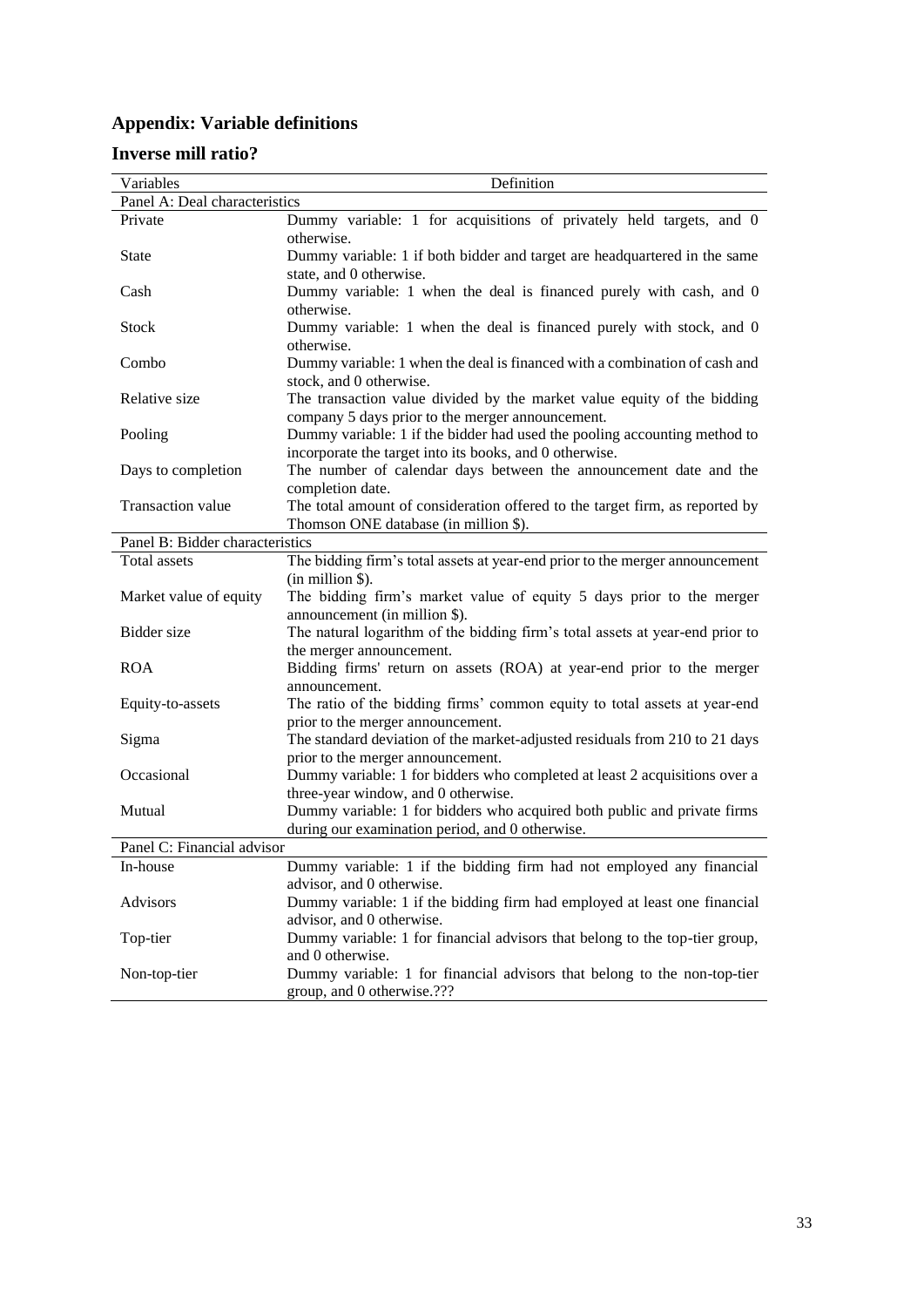## Appendix: Variable definitions

## Inverse mill ratio?

| Variables | Definition |
|---|---|
| Panel A: Deal characteristics | |
| Private | Dummy variable: 1 for acquisitions of privately held targets, and 0 otherwise. |
| State | Dummy variable: 1 if both bidder and target are headquartered in the same state, and 0 otherwise. |
| Cash | Dummy variable: 1 when the deal is financed purely with cash, and 0 otherwise. |
| Stock | Dummy variable: 1 when the deal is financed purely with stock, and 0 otherwise. |
| Combo | Dummy variable: 1 when the deal is financed with a combination of cash and stock, and 0 otherwise. |
| Relative size | The transaction value divided by the market value equity of the bidding company 5 days prior to the merger announcement. |
| Pooling | Dummy variable: 1 if the bidder had used the pooling accounting method to incorporate the target into its books, and 0 otherwise. |
| Days to completion | The number of calendar days between the announcement date and the completion date. |
| Transaction value | The total amount of consideration offered to the target firm, as reported by Thomson ONE database (in million $). |
| Panel B: Bidder characteristics | |
| Total assets | The bidding firm's total assets at year-end prior to the merger announcement (in million $). |
| Market value of equity | The bidding firm's market value of equity 5 days prior to the merger announcement (in million $). |
| Bidder size | The natural logarithm of the bidding firm's total assets at year-end prior to the merger announcement. |
| ROA | Bidding firms' return on assets (ROA) at year-end prior to the merger announcement. |
| Equity-to-assets | The ratio of the bidding firms' common equity to total assets at year-end prior to the merger announcement. |
| Sigma | The standard deviation of the market-adjusted residuals from 210 to 21 days prior to the merger announcement. |
| Occasional | Dummy variable: 1 for bidders who completed at least 2 acquisitions over a three-year window, and 0 otherwise. |
| Mutual | Dummy variable: 1 for bidders who acquired both public and private firms during our examination period, and 0 otherwise. |
| Panel C: Financial advisor | |
| In-house | Dummy variable: 1 if the bidding firm had not employed any financial advisor, and 0 otherwise. |
| Advisors | Dummy variable: 1 if the bidding firm had employed at least one financial advisor, and 0 otherwise. |
| Top-tier | Dummy variable: 1 for financial advisors that belong to the top-tier group, and 0 otherwise. |
| Non-top-tier | Dummy variable: 1 for financial advisors that belong to the non-top-tier group, and 0 otherwise.??? |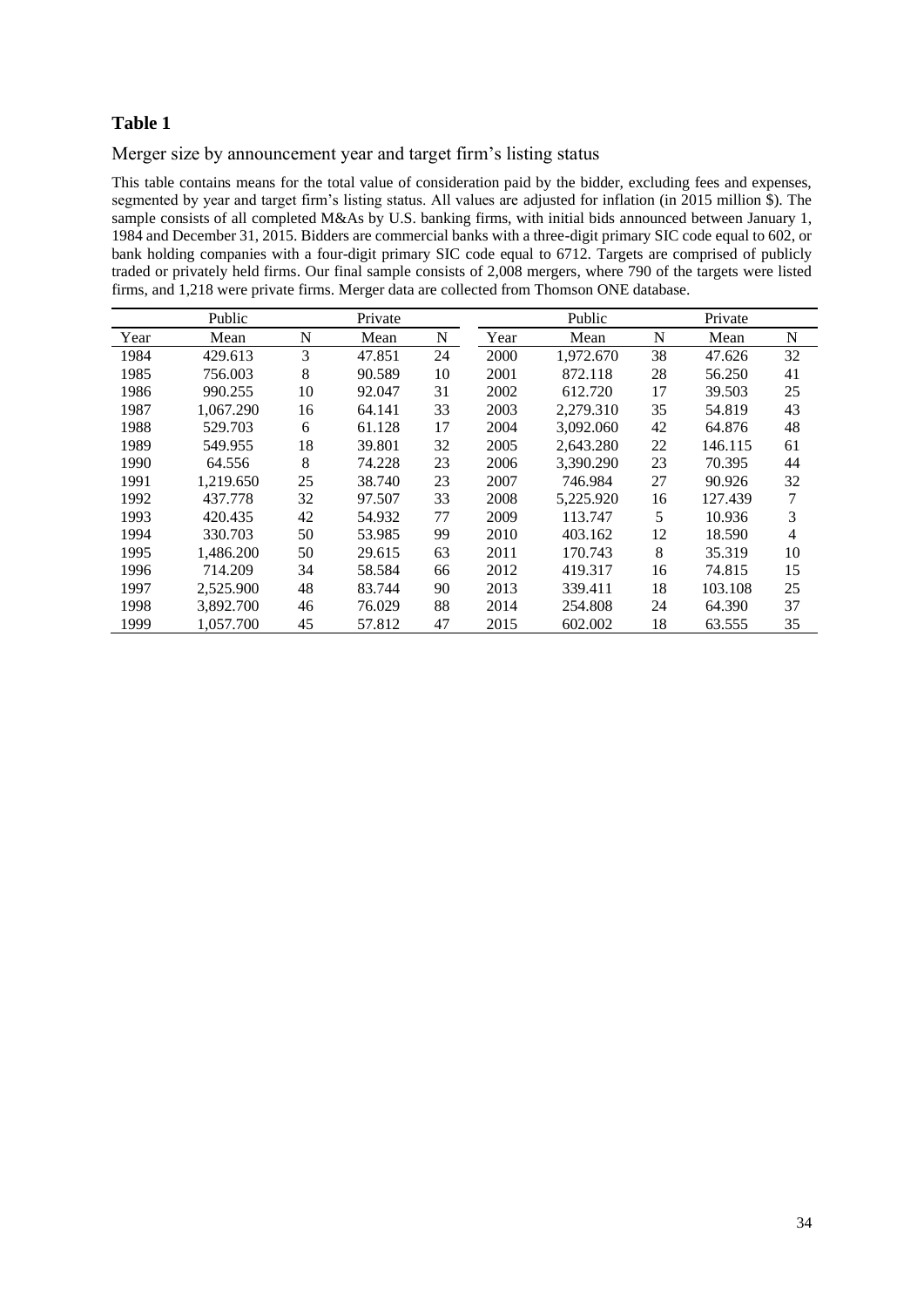## Table 1

Merger size by announcement year and target firm's listing status

This table contains means for the total value of consideration paid by the bidder, excluding fees and expenses, segmented by year and target firm's listing status. All values are adjusted for inflation (in 2015 million $). The sample consists of all completed M&As by U.S. banking firms, with initial bids announced between January 1, 1984 and December 31, 2015. Bidders are commercial banks with a three-digit primary SIC code equal to 602, or bank holding companies with a four-digit primary SIC code equal to 6712. Targets are comprised of publicly traded or privately held firms. Our final sample consists of 2,008 mergers, where 790 of the targets were listed firms, and 1,218 were private firms. Merger data are collected from Thomson ONE database.

| | Public | | Private | | | Public | | Private | |
|---|---|---|---|---|---|---|---|---|---|
| Year | Mean | N | Mean | N | Year | Mean | N | Mean | N |
| 1984 | 429.613 | 3 | 47.851 | 24 | 2000 | 1,972.670 | 38 | 47.626 | 32 |
| 1985 | 756.003 | 8 | 90.589 | 10 | 2001 | 872.118 | 28 | 56.250 | 41 |
| 1986 | 990.255 | 10 | 92.047 | 31 | 2002 | 612.720 | 17 | 39.503 | 25 |
| 1987 | 1,067.290 | 16 | 64.141 | 33 | 2003 | 2,279.310 | 35 | 54.819 | 43 |
| 1988 | 529.703 | 6 | 61.128 | 17 | 2004 | 3,092.060 | 42 | 64.876 | 48 |
| 1989 | 549.955 | 18 | 39.801 | 32 | 2005 | 2,643.280 | 22 | 146.115 | 61 |
| 1990 | 64.556 | 8 | 74.228 | 23 | 2006 | 3,390.290 | 23 | 70.395 | 44 |
| 1991 | 1,219.650 | 25 | 38.740 | 23 | 2007 | 746.984 | 27 | 90.926 | 32 |
| 1992 | 437.778 | 32 | 97.507 | 33 | 2008 | 5,225.920 | 16 | 127.439 | 7 |
| 1993 | 420.435 | 42 | 54.932 | 77 | 2009 | 113.747 | 5 | 10.936 | 3 |
| 1994 | 330.703 | 50 | 53.985 | 99 | 2010 | 403.162 | 12 | 18.590 | 4 |
| 1995 | 1,486.200 | 50 | 29.615 | 63 | 2011 | 170.743 | 8 | 35.319 | 10 |
| 1996 | 714.209 | 34 | 58.584 | 66 | 2012 | 419.317 | 16 | 74.815 | 15 |
| 1997 | 2,525.900 | 48 | 83.744 | 90 | 2013 | 339.411 | 18 | 103.108 | 25 |
| 1998 | 3,892.700 | 46 | 76.029 | 88 | 2014 | 254.808 | 24 | 64.390 | 37 |
| 1999 | 1,057.700 | 45 | 57.812 | 47 | 2015 | 602.002 | 18 | 63.555 | 35 |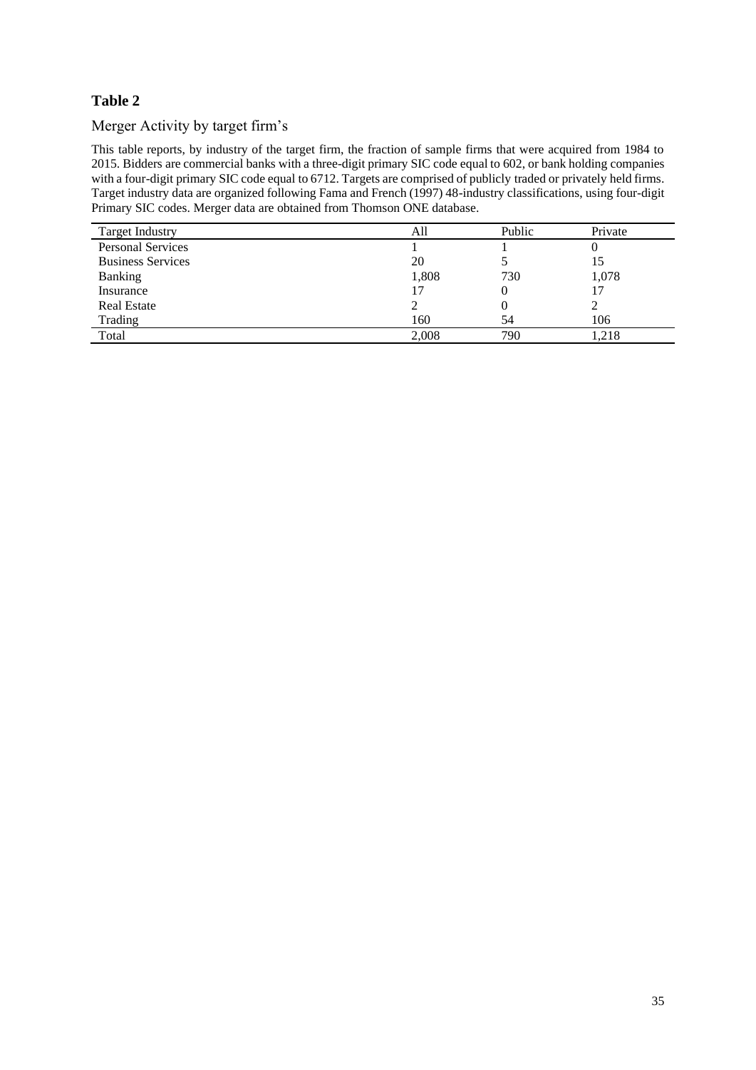## Table 2

Merger Activity by target firm's

This table reports, by industry of the target firm, the fraction of sample firms that were acquired from 1984 to 2015. Bidders are commercial banks with a three-digit primary SIC code equal to 602, or bank holding companies with a four-digit primary SIC code equal to 6712. Targets are comprised of publicly traded or privately held firms. Target industry data are organized following Fama and French (1997) 48-industry classifications, using four-digit Primary SIC codes. Merger data are obtained from Thomson ONE database.

| Target Industry | All | Public | Private |
|---|---|---|---|
| Personal Services | 1 | 1 | 0 |
| Business Services | 20 | 5 | 15 |
| Banking | 1,808 | 730 | 1,078 |
| Insurance | 17 | 0 | 17 |
| Real Estate | 2 | 0 | 2 |
| Trading | 160 | 54 | 106 |
| Total | 2,008 | 790 | 1,218 |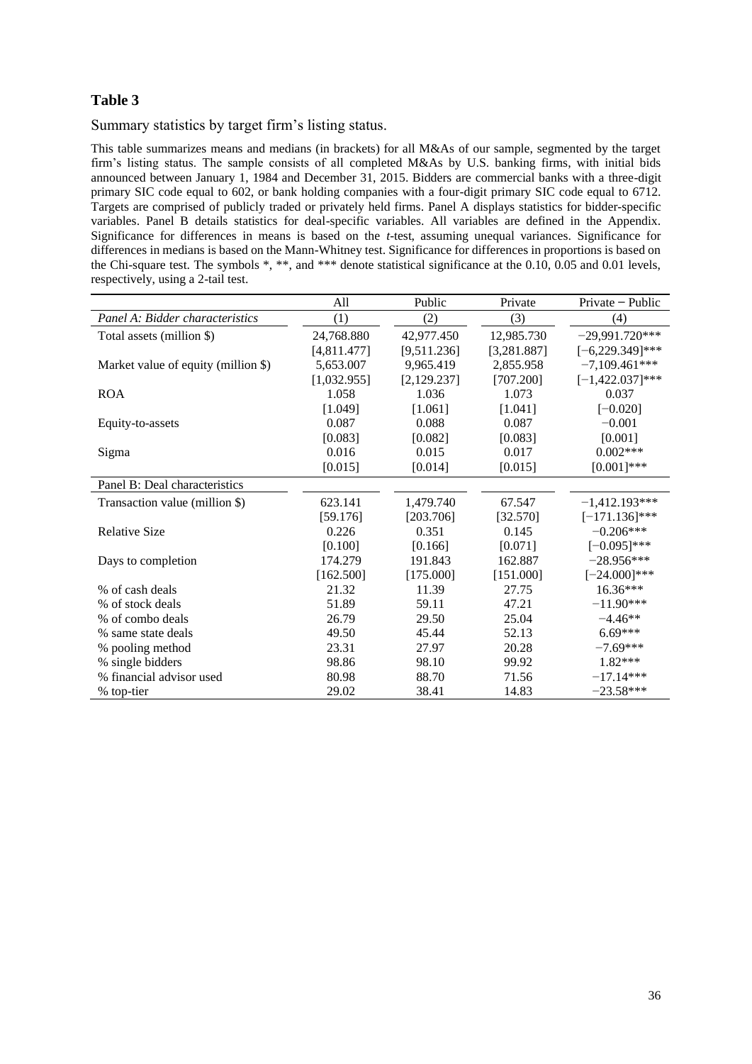## Table 3

Summary statistics by target firm's listing status.

This table summarizes means and medians (in brackets) for all M&As of our sample, segmented by the target firm's listing status. The sample consists of all completed M&As by U.S. banking firms, with initial bids announced between January 1, 1984 and December 31, 2015. Bidders are commercial banks with a three-digit primary SIC code equal to 602, or bank holding companies with a four-digit primary SIC code equal to 6712. Targets are comprised of publicly traded or privately held firms. Panel A displays statistics for bidder-specific variables. Panel B details statistics for deal-specific variables. All variables are defined in the Appendix. Significance for differences in means is based on the *t*-test, assuming unequal variances. Significance for differences in medians is based on the Mann-Whitney test. Significance for differences in proportions is based on the Chi-square test. The symbols *, **, and *** denote statistical significance at the 0.10, 0.05 and 0.01 levels, respectively, using a 2-tail test.

| | All | Public | Private | Private − Public |
|---|---|---|---|---|
| *Panel A: Bidder characteristics* | (1) | (2) | (3) | (4) |
| Total assets (million $) | 24,768.880 | 42,977.450 | 12,985.730 | −29,991.720*** |
| | [4,811.477] | [9,511.236] | [3,281.887] | [−6,229.349]*** |
| Market value of equity (million $) | 5,653.007 | 9,965.419 | 2,855.958 | −7,109.461*** |
| | [1,032.955] | [2,129.237] | [707.200] | [−1,422.037]*** |
| ROA | 1.058 | 1.036 | 1.073 | 0.037 |
| | [1.049] | [1.061] | [1.041] | [−0.020] |
| Equity-to-assets | 0.087 | 0.088 | 0.087 | −0.001 |
| | [0.083] | [0.082] | [0.083] | [0.001] |
| Sigma | 0.016 | 0.015 | 0.017 | 0.002*** |
| | [0.015] | [0.014] | [0.015] | [0.001]*** |
| Panel B: Deal characteristics | | | | |
| Transaction value (million $) | 623.141 | 1,479.740 | 67.547 | −1,412.193*** |
| | [59.176] | [203.706] | [32.570] | [−171.136]*** |
| Relative Size | 0.226 | 0.351 | 0.145 | −0.206*** |
| | [0.100] | [0.166] | [0.071] | [−0.095]*** |
| Days to completion | 174.279 | 191.843 | 162.887 | −28.956*** |
| | [162.500] | [175.000] | [151.000] | [−24.000]*** |
| % of cash deals | 21.32 | 11.39 | 27.75 | 16.36*** |
| % of stock deals | 51.89 | 59.11 | 47.21 | −11.90*** |
| % of combo deals | 26.79 | 29.50 | 25.04 | −4.46** |
| % same state deals | 49.50 | 45.44 | 52.13 | 6.69*** |
| % pooling method | 23.31 | 27.97 | 20.28 | −7.69*** |
| % single bidders | 98.86 | 98.10 | 99.92 | 1.82*** |
| % financial advisor used | 80.98 | 88.70 | 71.56 | −17.14*** |
| % top-tier | 29.02 | 38.41 | 14.83 | −23.58*** |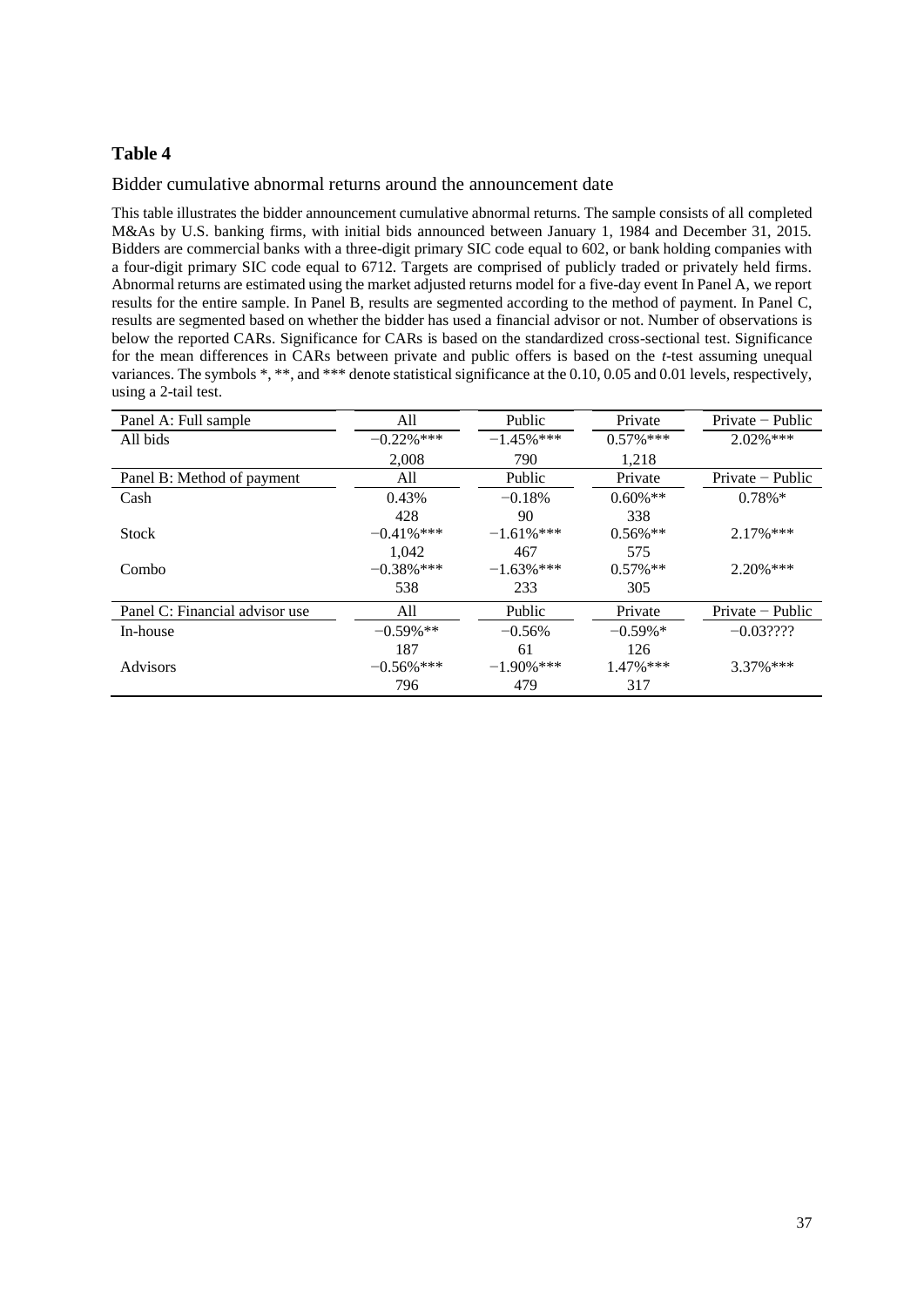## Table 4

Bidder cumulative abnormal returns around the announcement date

This table illustrates the bidder announcement cumulative abnormal returns. The sample consists of all completed M&As by U.S. banking firms, with initial bids announced between January 1, 1984 and December 31, 2015. Bidders are commercial banks with a three-digit primary SIC code equal to 602, or bank holding companies with a four-digit primary SIC code equal to 6712. Targets are comprised of publicly traded or privately held firms. Abnormal returns are estimated using the market adjusted returns model for a five-day event In Panel A, we report results for the entire sample. In Panel B, results are segmented according to the method of payment. In Panel C, results are segmented based on whether the bidder has used a financial advisor or not. Number of observations is below the reported CARs. Significance for CARs is based on the standardized cross-sectional test. Significance for the mean differences in CARs between private and public offers is based on the *t*-test assuming unequal variances. The symbols *, **, and *** denote statistical significance at the 0.10, 0.05 and 0.01 levels, respectively, using a 2-tail test.

| Panel A: Full sample | All | Public | Private | Private − Public |
|---|---|---|---|---|
| All bids | −0.22%*** | −1.45%*** | 0.57%*** | 2.02%*** |
| | 2,008 | 790 | 1,218 | |
| **Panel B: Method of payment** | **All** | **Public** | **Private** | **Private − Public** |
| Cash | 0.43% | −0.18% | 0.60%** | 0.78%* |
| | 428 | 90 | 338 | |
| Stock | −0.41%*** | −1.61%*** | 0.56%** | 2.17%*** |
| | 1,042 | 467 | 575 | |
| Combo | −0.38%*** | −1.63%*** | 0.57%** | 2.20%*** |
| | 538 | 233 | 305 | |
| **Panel C: Financial advisor use** | **All** | **Public** | **Private** | **Private − Public** |
| In-house | −0.59%** | −0.56% | −0.59%* | −0.03???? |
| | 187 | 61 | 126 | |
| Advisors | −0.56%*** | −1.90%*** | 1.47%*** | 3.37%*** |
| | 796 | 479 | 317 | |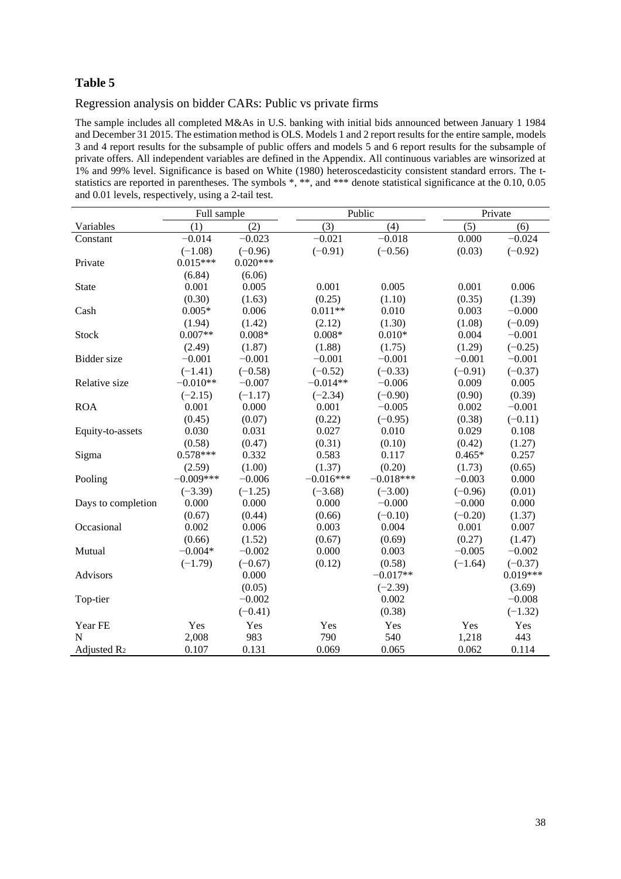# Table 5

## Regression analysis on bidder CARs: Public vs private firms

The sample includes all completed M&As in U.S. banking with initial bids announced between January 1 1984 and December 31 2015. The estimation method is OLS. Models 1 and 2 report results for the entire sample, models 3 and 4 report results for the subsample of public offers and models 5 and 6 report results for the subsample of private offers. All independent variables are defined in the Appendix. All continuous variables are winsorized at 1% and 99% level. Significance is based on White (1980) heteroscedasticity consistent standard errors. The t-statistics are reported in parentheses. The symbols *, **, and *** denote statistical significance at the 0.10, 0.05 and 0.01 levels, respectively, using a 2-tail test.

| | Full sample | | Public | | Private | |
|---|---|---|---|---|---|---|
| Variables | (1) | (2) | (3) | (4) | (5) | (6) |
| Constant | −0.014 | −0.023 | −0.021 | −0.018 | 0.000 | −0.024 |
| | (−1.08) | (−0.96) | (−0.91) | (−0.56) | (0.03) | (−0.92) |
| Private | 0.015*** | 0.020*** | | | | |
| | (6.84) | (6.06) | | | | |
| State | 0.001 | 0.005 | 0.001 | 0.005 | 0.001 | 0.006 |
| | (0.30) | (1.63) | (0.25) | (1.10) | (0.35) | (1.39) |
| Cash | 0.005* | 0.006 | 0.011** | 0.010 | 0.003 | −0.000 |
| | (1.94) | (1.42) | (2.12) | (1.30) | (1.08) | (−0.09) |
| Stock | 0.007** | 0.008* | 0.008* | 0.010* | 0.004 | −0.001 |
| | (2.49) | (1.87) | (1.88) | (1.75) | (1.29) | (−0.25) |
| Bidder size | −0.001 | −0.001 | −0.001 | −0.001 | −0.001 | −0.001 |
| | (−1.41) | (−0.58) | (−0.52) | (−0.33) | (−0.91) | (−0.37) |
| Relative size | −0.010** | −0.007 | −0.014** | −0.006 | 0.009 | 0.005 |
| | (−2.15) | (−1.17) | (−2.34) | (−0.90) | (0.90) | (0.39) |
| ROA | 0.001 | 0.000 | 0.001 | −0.005 | 0.002 | −0.001 |
| | (0.45) | (0.07) | (0.22) | (−0.95) | (0.38) | (−0.11) |
| Equity-to-assets | 0.030 | 0.031 | 0.027 | 0.010 | 0.029 | 0.108 |
| | (0.58) | (0.47) | (0.31) | (0.10) | (0.42) | (1.27) |
| Sigma | 0.578*** | 0.332 | 0.583 | 0.117 | 0.465* | 0.257 |
| | (2.59) | (1.00) | (1.37) | (0.20) | (1.73) | (0.65) |
| Pooling | −0.009*** | −0.006 | −0.016*** | −0.018*** | −0.003 | 0.000 |
| | (−3.39) | (−1.25) | (−3.68) | (−3.00) | (−0.96) | (0.01) |
| Days to completion | 0.000 | 0.000 | 0.000 | −0.000 | −0.000 | 0.000 |
| | (0.67) | (0.44) | (0.66) | (−0.10) | (−0.20) | (1.37) |
| Occasional | 0.002 | 0.006 | 0.003 | 0.004 | 0.001 | 0.007 |
| | (0.66) | (1.52) | (0.67) | (0.69) | (0.27) | (1.47) |
| Mutual | −0.004* | −0.002 | 0.000 | 0.003 | −0.005 | −0.002 |
| | (−1.79) | (−0.67) | (0.12) | (0.58) | (−1.64) | (−0.37) |
| Advisors | | 0.000 | | −0.017** | | 0.019*** |
| | | (0.05) | | (−2.39) | | (3.69) |
| Top-tier | | −0.002 | | 0.002 | | −0.008 |
| | | (−0.41) | | (0.38) | | (−1.32) |
| Year FE | Yes | Yes | Yes | Yes | Yes | Yes |
| N | 2,008 | 983 | 790 | 540 | 1,218 | 443 |
| Adjusted $R_2$ | 0.107 | 0.131 | 0.069 | 0.065 | 0.062 | 0.114 |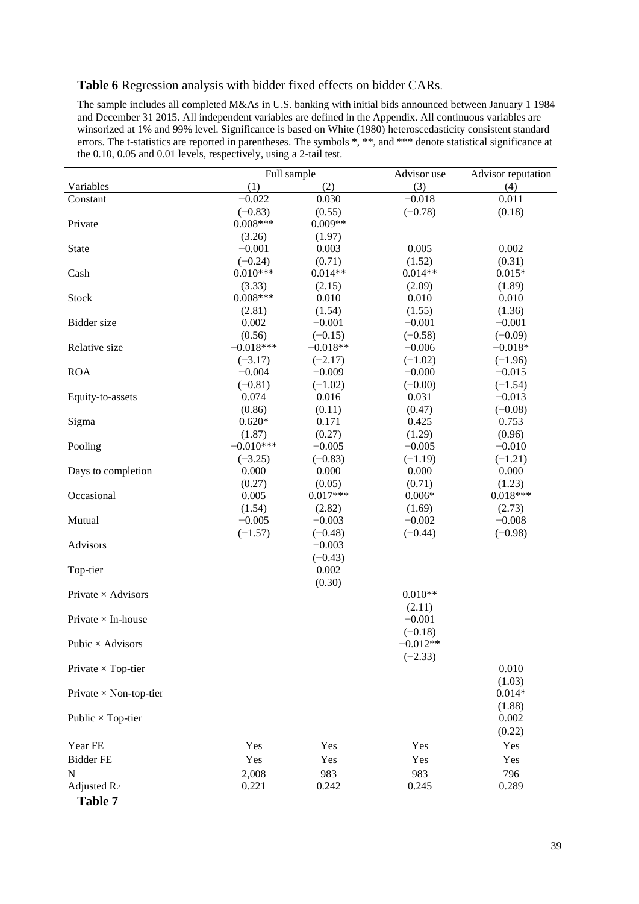**Table 6** Regression analysis with bidder fixed effects on bidder CARs.

The sample includes all completed M&As in U.S. banking with initial bids announced between January 1 1984 and December 31 2015. All independent variables are defined in the Appendix. All continuous variables are winsorized at 1% and 99% level. Significance is based on White (1980) heteroscedasticity consistent standard errors. The t-statistics are reported in parentheses. The symbols *, **, and *** denote statistical significance at the 0.10, 0.05 and 0.01 levels, respectively, using a 2-tail test.

| | Full sample | | Advisor use | Advisor reputation |
|---|---|---|---|---|
| Variables | (1) | (2) | (3) | (4) |
| Constant | −0.022 | 0.030 | −0.018 | 0.011 |
| | (−0.83) | (0.55) | (−0.78) | (0.18) |
| Private | 0.008*** | 0.009** | | |
| | (3.26) | (1.97) | | |
| State | −0.001 | 0.003 | 0.005 | 0.002 |
| | (−0.24) | (0.71) | (1.52) | (0.31) |
| Cash | 0.010*** | 0.014** | 0.014** | 0.015* |
| | (3.33) | (2.15) | (2.09) | (1.89) |
| Stock | 0.008*** | 0.010 | 0.010 | 0.010 |
| | (2.81) | (1.54) | (1.55) | (1.36) |
| Bidder size | 0.002 | −0.001 | −0.001 | −0.001 |
| | (0.56) | (−0.15) | (−0.58) | (−0.09) |
| Relative size | −0.018*** | −0.018** | −0.006 | −0.018* |
| | (−3.17) | (−2.17) | (−1.02) | (−1.96) |
| ROA | −0.004 | −0.009 | −0.000 | −0.015 |
| | (−0.81) | (−1.02) | (−0.00) | (−1.54) |
| Equity-to-assets | 0.074 | 0.016 | 0.031 | −0.013 |
| | (0.86) | (0.11) | (0.47) | (−0.08) |
| Sigma | 0.620* | 0.171 | 0.425 | 0.753 |
| | (1.87) | (0.27) | (1.29) | (0.96) |
| Pooling | −0.010*** | −0.005 | −0.005 | −0.010 |
| | (−3.25) | (−0.83) | (−1.19) | (−1.21) |
| Days to completion | 0.000 | 0.000 | 0.000 | 0.000 |
| | (0.27) | (0.05) | (0.71) | (1.23) |
| Occasional | 0.005 | 0.017*** | 0.006* | 0.018*** |
| | (1.54) | (2.82) | (1.69) | (2.73) |
| Mutual | −0.005 | −0.003 | −0.002 | −0.008 |
| | (−1.57) | (−0.48) | (−0.44) | (−0.98) |
| Advisors | | −0.003 | | |
| | | (−0.43) | | |
| Top-tier | | 0.002 | | |
| | | (0.30) | | |
| Private × Advisors | | | 0.010** | |
| | | | (2.11) | |
| Private × In-house | | | −0.001 | |
| | | | (−0.18) | |
| Pubic × Advisors | | | −0.012** | |
| | | | (−2.33) | |
| Private × Top-tier | | | | 0.010 |
| | | | | (1.03) |
| Private × Non-top-tier | | | | 0.014* |
| | | | | (1.88) |
| Public × Top-tier | | | | 0.002 |
| | | | | (0.22) |
| Year FE | Yes | Yes | Yes | Yes |
| Bidder FE | Yes | Yes | Yes | Yes |
| N | 2,008 | 983 | 983 | 796 |
| Adjusted $R_2$ | 0.221 | 0.242 | 0.245 | 0.289 |

**Table 7**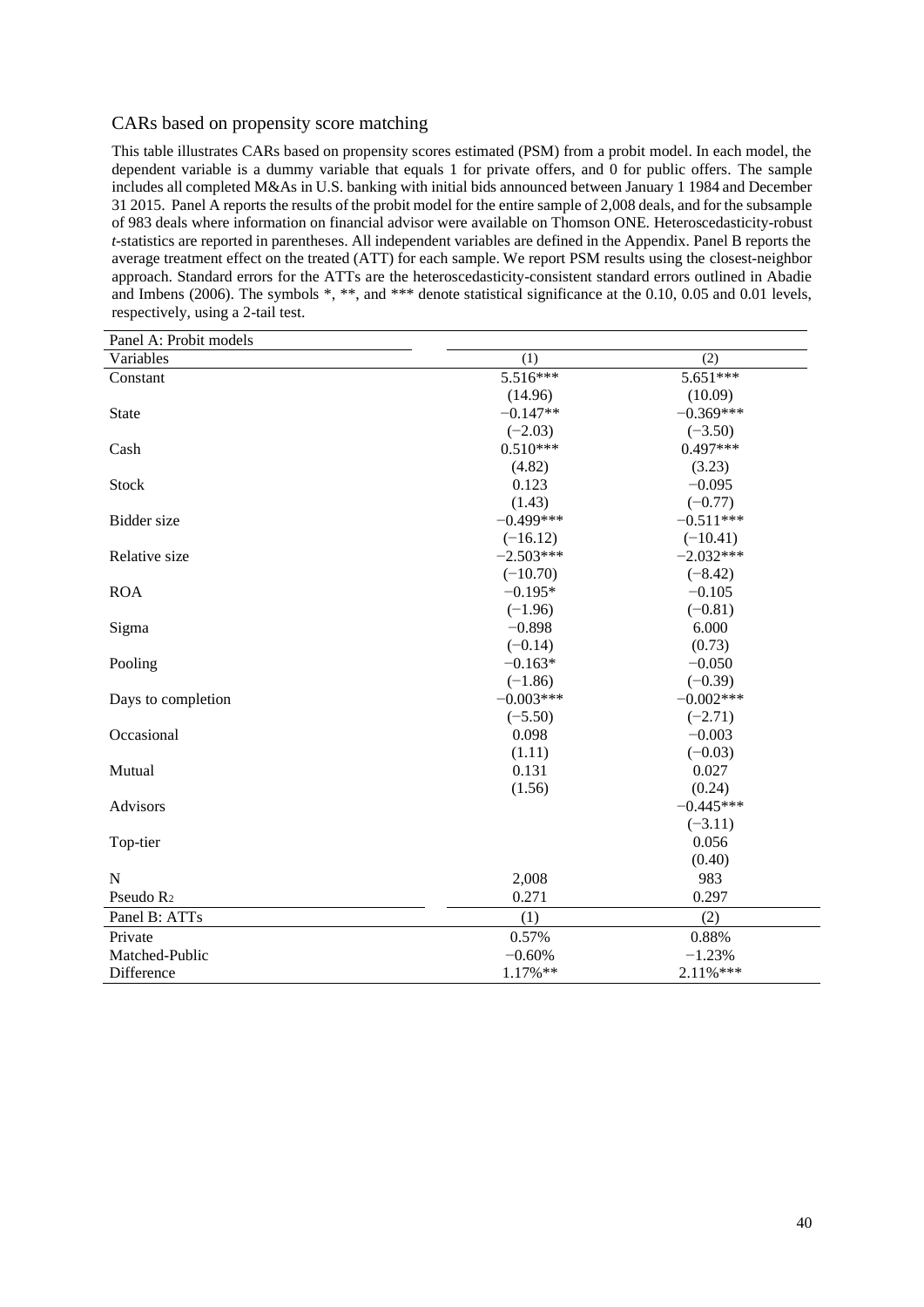CARs based on propensity score matching

This table illustrates CARs based on propensity scores estimated (PSM) from a probit model. In each model, the dependent variable is a dummy variable that equals 1 for private offers, and 0 for public offers. The sample includes all completed M&As in U.S. banking with initial bids announced between January 1 1984 and December 31 2015. Panel A reports the results of the probit model for the entire sample of 2,008 deals, and for the subsample of 983 deals where information on financial advisor were available on Thomson ONE. Heteroscedasticity-robust *t*-statistics are reported in parentheses. All independent variables are defined in the Appendix. Panel B reports the average treatment effect on the treated (ATT) for each sample. We report PSM results using the closest-neighbor approach. Standard errors for the ATTs are the heteroscedasticity-consistent standard errors outlined in Abadie and Imbens (2006). The symbols *, **, and *** denote statistical significance at the 0.10, 0.05 and 0.01 levels, respectively, using a 2-tail test.

| Panel A: Probit models | | |
|---|---|---|
| Variables | (1) | (2) |
| Constant | 5.516*** | 5.651*** |
| | (14.96) | (10.09) |
| State | −0.147** | −0.369*** |
| | (−2.03) | (−3.50) |
| Cash | 0.510*** | 0.497*** |
| | (4.82) | (3.23) |
| Stock | 0.123 | −0.095 |
| | (1.43) | (−0.77) |
| Bidder size | −0.499*** | −0.511*** |
| | (−16.12) | (−10.41) |
| Relative size | −2.503*** | −2.032*** |
| | (−10.70) | (−8.42) |
| ROA | −0.195* | −0.105 |
| | (−1.96) | (−0.81) |
| Sigma | −0.898 | 6.000 |
| | (−0.14) | (0.73) |
| Pooling | −0.163* | −0.050 |
| | (−1.86) | (−0.39) |
| Days to completion | −0.003*** | −0.002*** |
| | (−5.50) | (−2.71) |
| Occasional | 0.098 | −0.003 |
| | (1.11) | (−0.03) |
| Mutual | 0.131 | 0.027 |
| | (1.56) | (0.24) |
| Advisors | | −0.445*** |
| | | (−3.11) |
| Top-tier | | 0.056 |
| | | (0.40) |
| N | 2,008 | 983 |
| Pseudo $R_2$ | 0.271 | 0.297 |
| **Panel B: ATTs** | (1) | (2) |
| Private | 0.57% | 0.88% |
| Matched-Public | −0.60% | −1.23% |
| Difference | 1.17%** | 2.11%*** |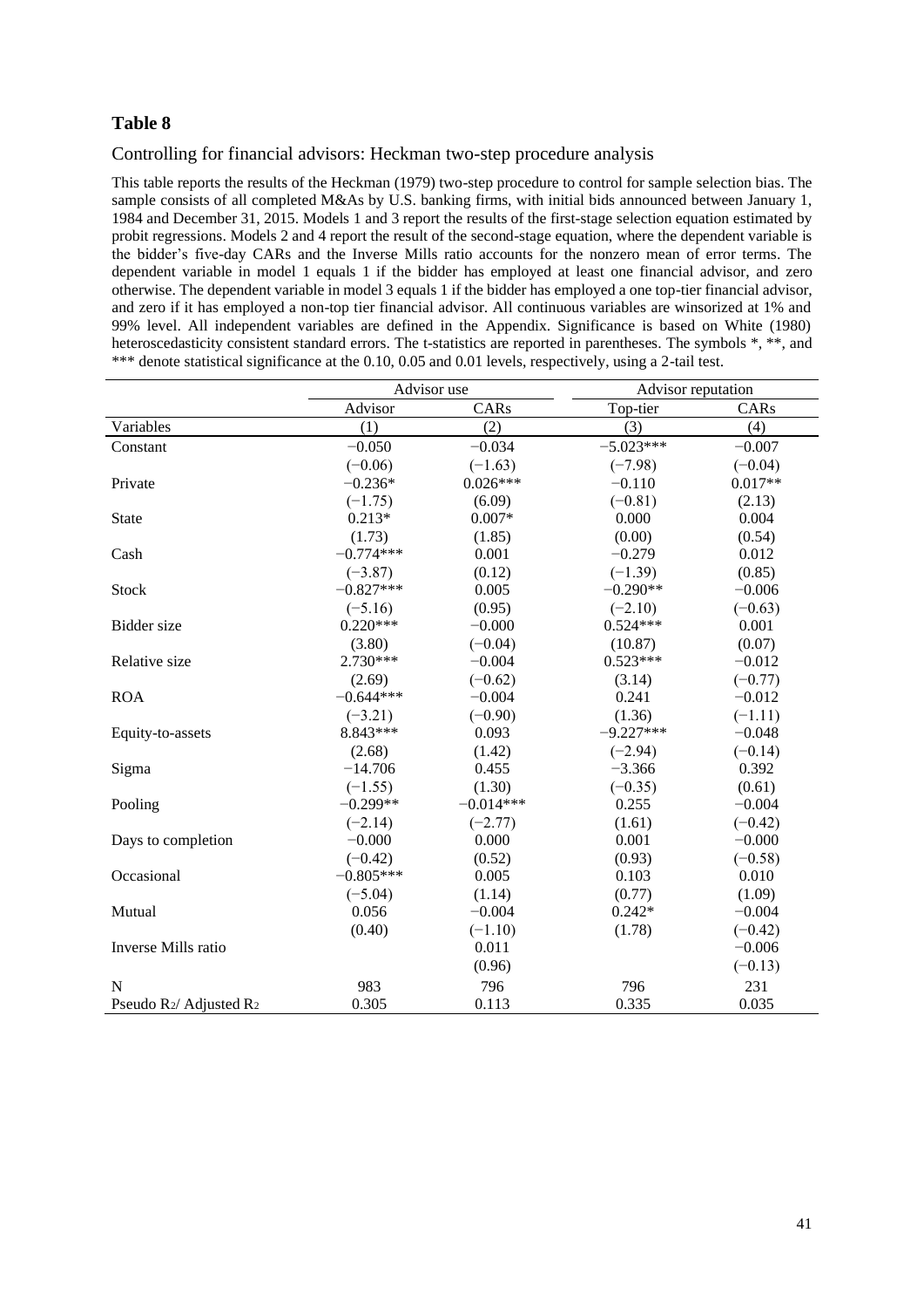# Table 8

Controlling for financial advisors: Heckman two-step procedure analysis

This table reports the results of the Heckman (1979) two-step procedure to control for sample selection bias. The sample consists of all completed M&As by U.S. banking firms, with initial bids announced between January 1, 1984 and December 31, 2015. Models 1 and 3 report the results of the first-stage selection equation estimated by probit regressions. Models 2 and 4 report the result of the second-stage equation, where the dependent variable is the bidder's five-day CARs and the Inverse Mills ratio accounts for the nonzero mean of error terms. The dependent variable in model 1 equals 1 if the bidder has employed at least one financial advisor, and zero otherwise. The dependent variable in model 3 equals 1 if the bidder has employed a one top-tier financial advisor, and zero if it has employed a non-top tier financial advisor. All continuous variables are winsorized at 1% and 99% level. All independent variables are defined in the Appendix. Significance is based on White (1980) heteroscedasticity consistent standard errors. The t-statistics are reported in parentheses. The symbols *, **, and *** denote statistical significance at the 0.10, 0.05 and 0.01 levels, respectively, using a 2-tail test.

| | Advisor use | | Advisor reputation | |
|---|---|---|---|---|
| | Advisor | CARs | Top-tier | CARs |
| Variables | (1) | (2) | (3) | (4) |
| Constant | −0.050 | −0.034 | −5.023*** | −0.007 |
| | (−0.06) | (−1.63) | (−7.98) | (−0.04) |
| Private | −0.236* | 0.026*** | −0.110 | 0.017** |
| | (−1.75) | (6.09) | (−0.81) | (2.13) |
| State | 0.213* | 0.007* | 0.000 | 0.004 |
| | (1.73) | (1.85) | (0.00) | (0.54) |
| Cash | −0.774*** | 0.001 | −0.279 | 0.012 |
| | (−3.87) | (0.12) | (−1.39) | (0.85) |
| Stock | −0.827*** | 0.005 | −0.290** | −0.006 |
| | (−5.16) | (0.95) | (−2.10) | (−0.63) |
| Bidder size | 0.220*** | −0.000 | 0.524*** | 0.001 |
| | (3.80) | (−0.04) | (10.87) | (0.07) |
| Relative size | 2.730*** | −0.004 | 0.523*** | −0.012 |
| | (2.69) | (−0.62) | (3.14) | (−0.77) |
| ROA | −0.644*** | −0.004 | 0.241 | −0.012 |
| | (−3.21) | (−0.90) | (1.36) | (−1.11) |
| Equity-to-assets | 8.843*** | 0.093 | −9.227*** | −0.048 |
| | (2.68) | (1.42) | (−2.94) | (−0.14) |
| Sigma | −14.706 | 0.455 | −3.366 | 0.392 |
| | (−1.55) | (1.30) | (−0.35) | (0.61) |
| Pooling | −0.299** | −0.014*** | 0.255 | −0.004 |
| | (−2.14) | (−2.77) | (1.61) | (−0.42) |
| Days to completion | −0.000 | 0.000 | 0.001 | −0.000 |
| | (−0.42) | (0.52) | (0.93) | (−0.58) |
| Occasional | −0.805*** | 0.005 | 0.103 | 0.010 |
| | (−5.04) | (1.14) | (0.77) | (1.09) |
| Mutual | 0.056 | −0.004 | 0.242* | −0.004 |
| | (0.40) | (−1.10) | (1.78) | (−0.42) |
| Inverse Mills ratio | | 0.011 | | −0.006 |
| | | (0.96) | | (−0.13) |
| N | 983 | 796 | 796 | 231 |
| Pseudo $R_2$/ Adjusted $R_2$ | 0.305 | 0.113 | 0.335 | 0.035 |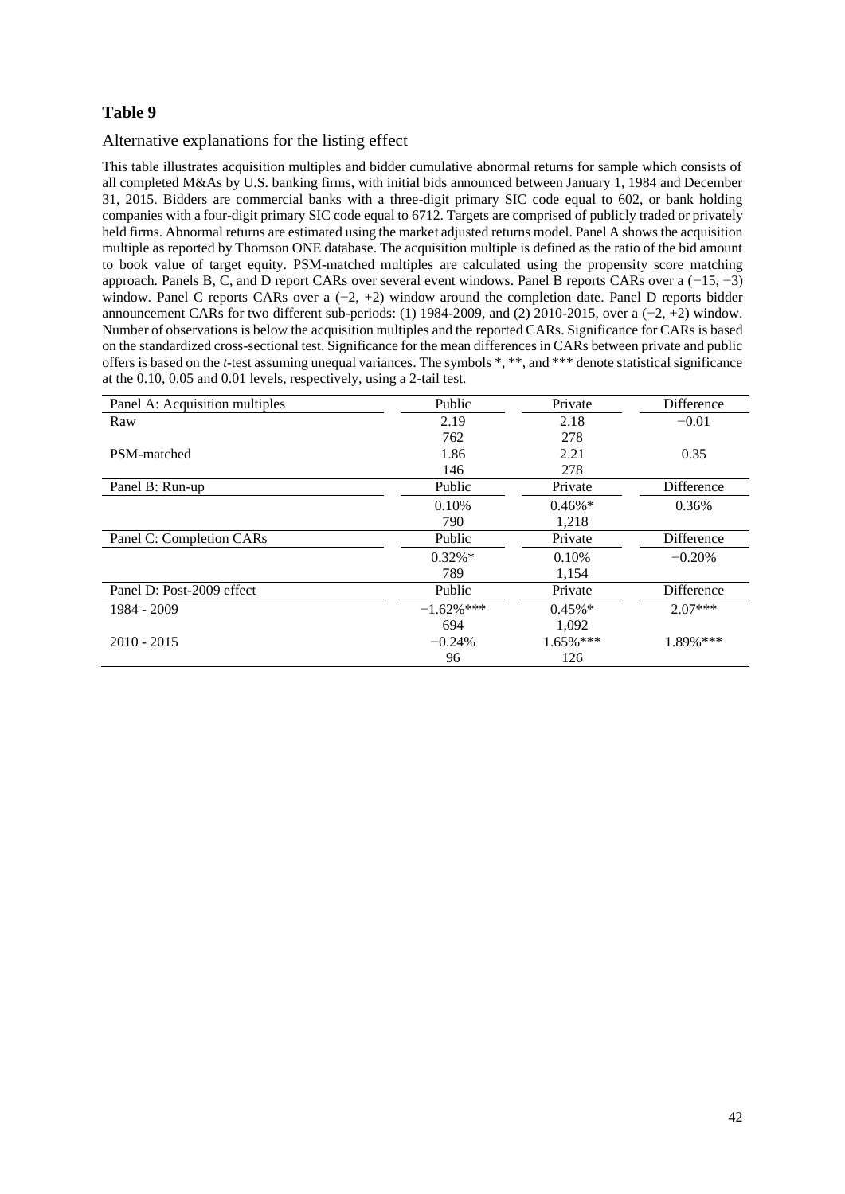## Table 9

Alternative explanations for the listing effect

This table illustrates acquisition multiples and bidder cumulative abnormal returns for sample which consists of all completed M&As by U.S. banking firms, with initial bids announced between January 1, 1984 and December 31, 2015. Bidders are commercial banks with a three-digit primary SIC code equal to 602, or bank holding companies with a four-digit primary SIC code equal to 6712. Targets are comprised of publicly traded or privately held firms. Abnormal returns are estimated using the market adjusted returns model. Panel A shows the acquisition multiple as reported by Thomson ONE database. The acquisition multiple is defined as the ratio of the bid amount to book value of target equity. PSM-matched multiples are calculated using the propensity score matching approach. Panels B, C, and D report CARs over several event windows. Panel B reports CARs over a (−15, −3) window. Panel C reports CARs over a (−2, +2) window around the completion date. Panel D reports bidder announcement CARs for two different sub-periods: (1) 1984-2009, and (2) 2010-2015, over a (−2, +2) window. Number of observations is below the acquisition multiples and the reported CARs. Significance for CARs is based on the standardized cross-sectional test. Significance for the mean differences in CARs between private and public offers is based on the *t*-test assuming unequal variances. The symbols *, **, and *** denote statistical significance at the 0.10, 0.05 and 0.01 levels, respectively, using a 2-tail test.

| Panel A: Acquisition multiples | Public | Private | Difference |
|---|---|---|---|
| Raw | 2.19 | 2.18 | −0.01 |
| | 762 | 278 | |
| PSM-matched | 1.86 | 2.21 | 0.35 |
| | 146 | 278 | |
| **Panel B: Run-up** | **Public** | **Private** | **Difference** |
| | 0.10% | 0.46%* | 0.36% |
| | 790 | 1,218 | |
| **Panel C: Completion CARs** | **Public** | **Private** | **Difference** |
| | 0.32%* | 0.10% | −0.20% |
| | 789 | 1,154 | |
| **Panel D: Post-2009 effect** | **Public** | **Private** | **Difference** |
| 1984 - 2009 | −1.62%*** | 0.45%* | 2.07*** |
| | 694 | 1,092 | |
| 2010 - 2015 | −0.24% | 1.65%*** | 1.89%*** |
| | 96 | 126 | |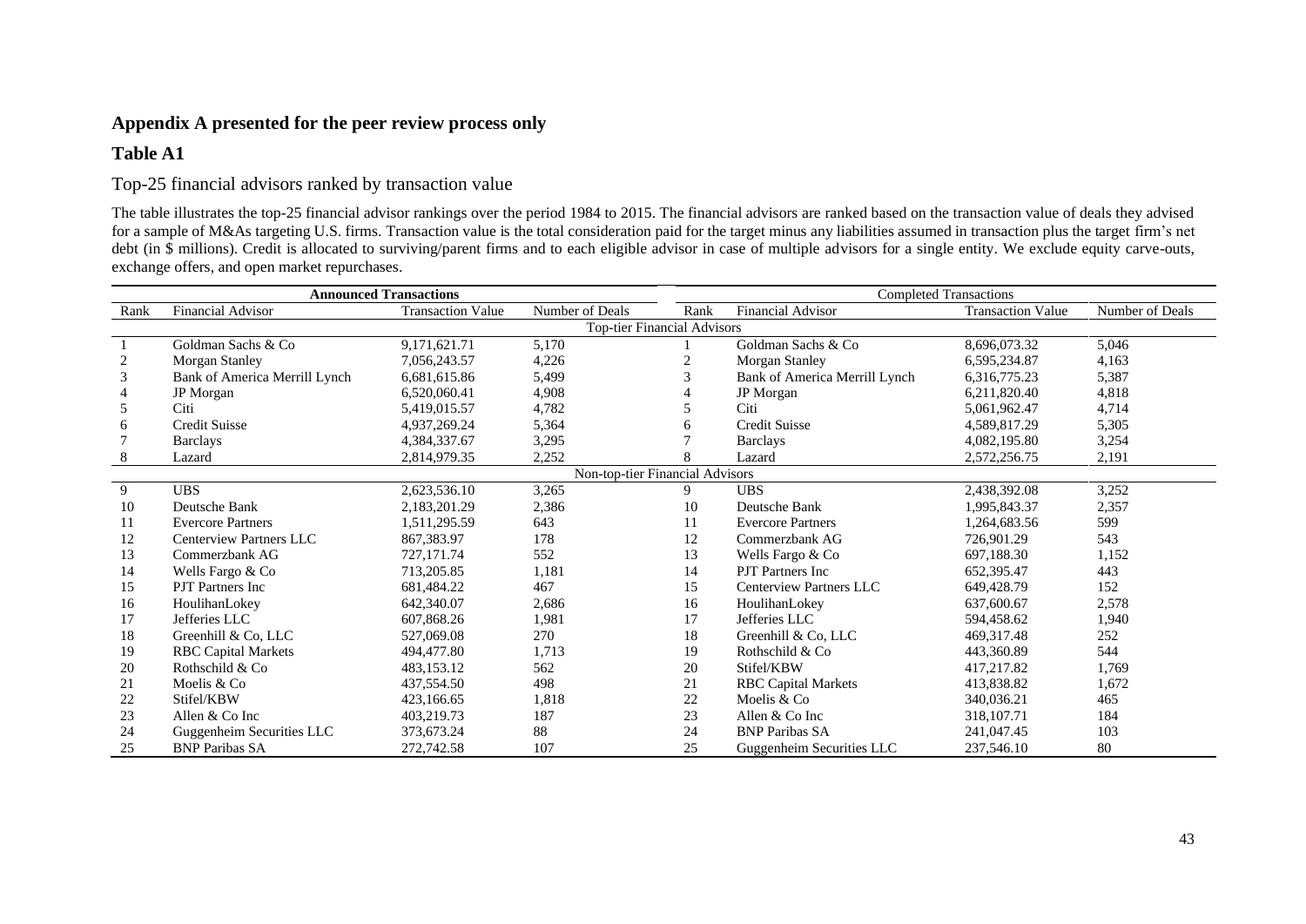## Appendix A presented for the peer review process only

## Table A1

### Top-25 financial advisors ranked by transaction value

The table illustrates the top-25 financial advisor rankings over the period 1984 to 2015. The financial advisors are ranked based on the transaction value of deals they advised for a sample of M&As targeting U.S. firms. Transaction value is the total consideration paid for the target minus any liabilities assumed in transaction plus the target firm's net debt (in $ millions). Credit is allocated to surviving/parent firms and to each eligible advisor in case of multiple advisors for a single entity. We exclude equity carve-outs, exchange offers, and open market repurchases.

| **Announced Transactions** | | | | Completed Transactions | | | |
|---|---|---|---|---|---|---|---|
| Rank | Financial Advisor | Transaction Value | Number of Deals | Rank | Financial Advisor | Transaction Value | Number of Deals |
| Top-tier Financial Advisors | | | | | | | |
| 1 | Goldman Sachs & Co | 9,171,621.71 | 5,170 | 1 | Goldman Sachs & Co | 8,696,073.32 | 5,046 |
| 2 | Morgan Stanley | 7,056,243.57 | 4,226 | 2 | Morgan Stanley | 6,595,234.87 | 4,163 |
| 3 | Bank of America Merrill Lynch | 6,681,615.86 | 5,499 | 3 | Bank of America Merrill Lynch | 6,316,775.23 | 5,387 |
| 4 | JP Morgan | 6,520,060.41 | 4,908 | 4 | JP Morgan | 6,211,820.40 | 4,818 |
| 5 | Citi | 5,419,015.57 | 4,782 | 5 | Citi | 5,061,962.47 | 4,714 |
| 6 | Credit Suisse | 4,937,269.24 | 5,364 | 6 | Credit Suisse | 4,589,817.29 | 5,305 |
| 7 | Barclays | 4,384,337.67 | 3,295 | 7 | Barclays | 4,082,195.80 | 3,254 |
| 8 | Lazard | 2,814,979.35 | 2,252 | 8 | Lazard | 2,572,256.75 | 2,191 |
| Non-top-tier Financial Advisors | | | | | | | |
| 9 | UBS | 2,623,536.10 | 3,265 | 9 | UBS | 2,438,392.08 | 3,252 |
| 10 | Deutsche Bank | 2,183,201.29 | 2,386 | 10 | Deutsche Bank | 1,995,843.37 | 2,357 |
| 11 | Evercore Partners | 1,511,295.59 | 643 | 11 | Evercore Partners | 1,264,683.56 | 599 |
| 12 | Centerview Partners LLC | 867,383.97 | 178 | 12 | Commerzbank AG | 726,901.29 | 543 |
| 13 | Commerzbank AG | 727,171.74 | 552 | 13 | Wells Fargo & Co | 697,188.30 | 1,152 |
| 14 | Wells Fargo & Co | 713,205.85 | 1,181 | 14 | PJT Partners Inc | 652,395.47 | 443 |
| 15 | PJT Partners Inc | 681,484.22 | 467 | 15 | Centerview Partners LLC | 649,428.79 | 152 |
| 16 | HoulihanLokey | 642,340.07 | 2,686 | 16 | HoulihanLokey | 637,600.67 | 2,578 |
| 17 | Jefferies LLC | 607,868.26 | 1,981 | 17 | Jefferies LLC | 594,458.62 | 1,940 |
| 18 | Greenhill & Co, LLC | 527,069.08 | 270 | 18 | Greenhill & Co, LLC | 469,317.48 | 252 |
| 19 | RBC Capital Markets | 494,477.80 | 1,713 | 19 | Rothschild & Co | 443,360.89 | 544 |
| 20 | Rothschild & Co | 483,153.12 | 562 | 20 | Stifel/KBW | 417,217.82 | 1,769 |
| 21 | Moelis & Co | 437,554.50 | 498 | 21 | RBC Capital Markets | 413,838.82 | 1,672 |
| 22 | Stifel/KBW | 423,166.65 | 1,818 | 22 | Moelis & Co | 340,036.21 | 465 |
| 23 | Allen & Co Inc | 403,219.73 | 187 | 23 | Allen & Co Inc | 318,107.71 | 184 |
| 24 | Guggenheim Securities LLC | 373,673.24 | 88 | 24 | BNP Paribas SA | 241,047.45 | 103 |
| 25 | BNP Paribas SA | 272,742.58 | 107 | 25 | Guggenheim Securities LLC | 237,546.10 | 80 |